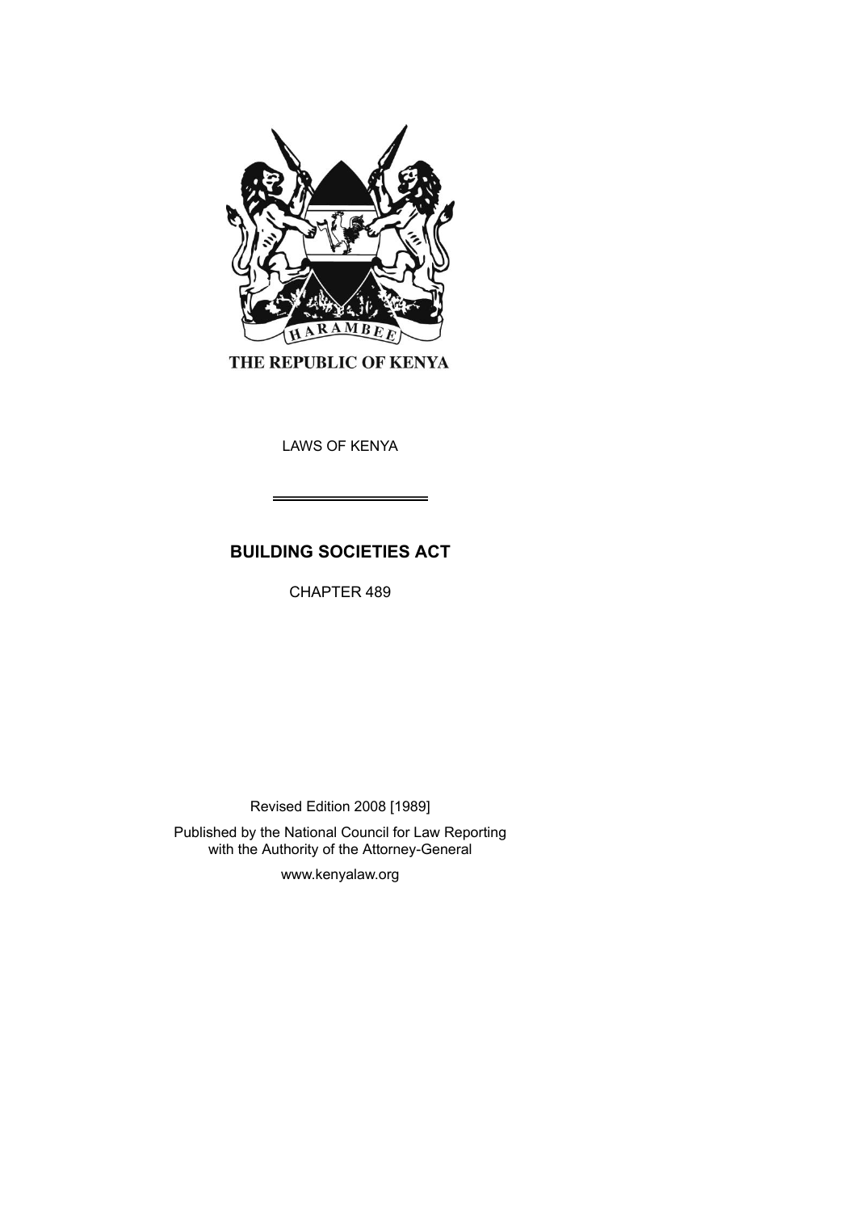THE REPUBLIC OF KENYA

LAWS OF KENYA

# BUILDING SOCIETIES ACT

CHAPTER 489

Revised Edition 2008 [1989]

Published by the National Council for Law Reporting with the Authority of the Attorney-General

www.kenyalaw.org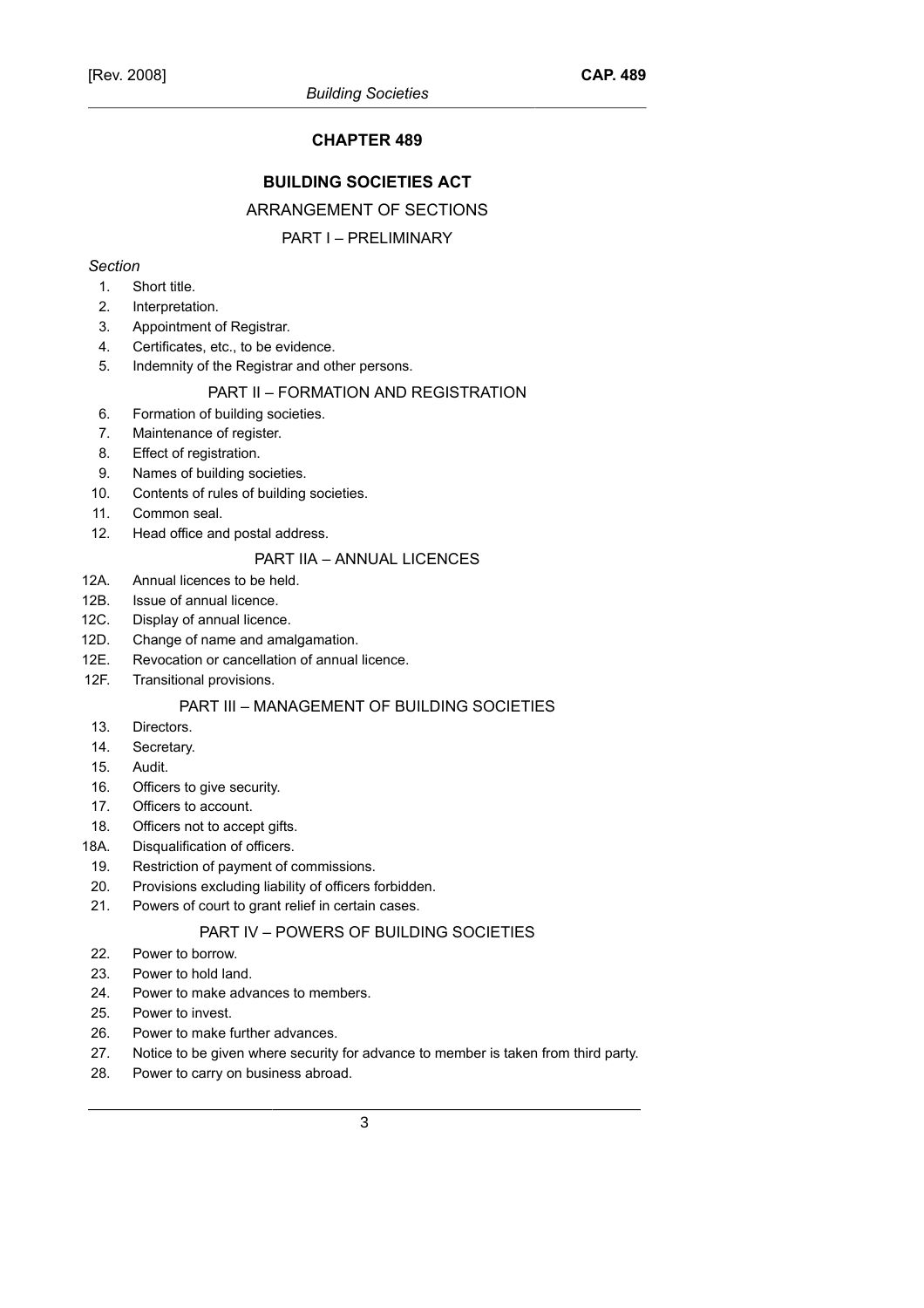## CHAPTER 489

## BUILDING SOCIETIES ACT

### ARRANGEMENT OF SECTIONS

### PART I – PRELIMINARY

*Section*

1. Short title.
2. Interpretation.
3. Appointment of Registrar.
4. Certificates, etc., to be evidence.
5. Indemnity of the Registrar and other persons.

### PART II – FORMATION AND REGISTRATION

6. Formation of building societies.
7. Maintenance of register.
8. Effect of registration.
9. Names of building societies.
10. Contents of rules of building societies.
11. Common seal.
12. Head office and postal address.

### PART IIA – ANNUAL LICENCES

12A. Annual licences to be held.
12B. Issue of annual licence.
12C. Display of annual licence.
12D. Change of name and amalgamation.
12E. Revocation or cancellation of annual licence.
12F. Transitional provisions.

### PART III – MANAGEMENT OF BUILDING SOCIETIES

13. Directors.
14. Secretary.
15. Audit.
16. Officers to give security.
17. Officers to account.
18. Officers not to accept gifts.

18A. Disqualification of officers.

19. Restriction of payment of commissions.
20. Provisions excluding liability of officers forbidden.
21. Powers of court to grant relief in certain cases.

### PART IV – POWERS OF BUILDING SOCIETIES

22. Power to borrow.
23. Power to hold land.
24. Power to make advances to members.
25. Power to invest.
26. Power to make further advances.
27. Notice to be given where security for advance to member is taken from third party.
28. Power to carry on business abroad.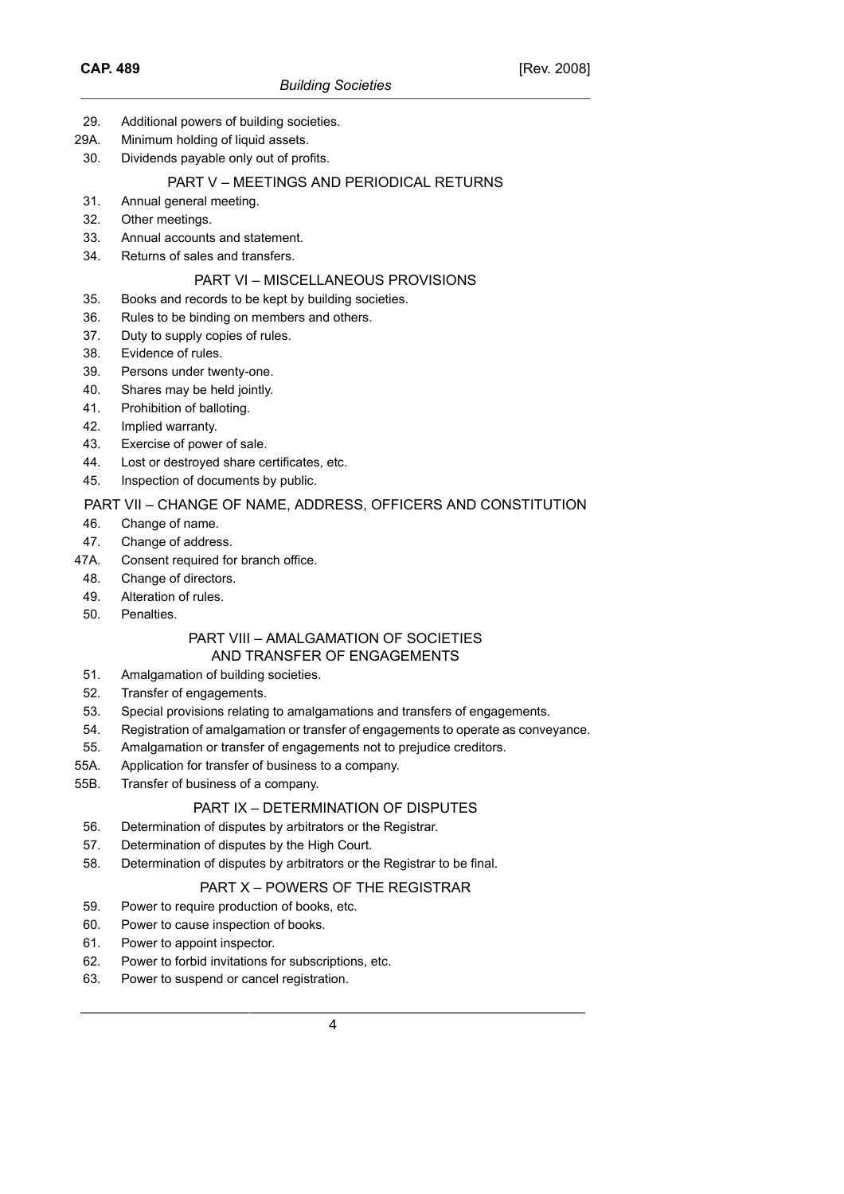29. Additional powers of building societies.
29A. Minimum holding of liquid assets.
30. Dividends payable only out of profits.

## PART V – MEETINGS AND PERIODICAL RETURNS

31. Annual general meeting.
32. Other meetings.
33. Annual accounts and statement.
34. Returns of sales and transfers.

## PART VI – MISCELLANEOUS PROVISIONS

35. Books and records to be kept by building societies.
36. Rules to be binding on members and others.
37. Duty to supply copies of rules.
38. Evidence of rules.
39. Persons under twenty-one.
40. Shares may be held jointly.
41. Prohibition of balloting.
42. Implied warranty.
43. Exercise of power of sale.
44. Lost or destroyed share certificates, etc.
45. Inspection of documents by public.

## PART VII – CHANGE OF NAME, ADDRESS, OFFICERS AND CONSTITUTION

46. Change of name.
47. Change of address.
47A. Consent required for branch office.
48. Change of directors.
49. Alteration of rules.
50. Penalties.

## PART VIII – AMALGAMATION OF SOCIETIES AND TRANSFER OF ENGAGEMENTS

51. Amalgamation of building societies.
52. Transfer of engagements.
53. Special provisions relating to amalgamations and transfers of engagements.
54. Registration of amalgamation or transfer of engagements to operate as conveyance.
55. Amalgamation or transfer of engagements not to prejudice creditors.
55A. Application for transfer of business to a company.
55B. Transfer of business of a company.

## PART IX – DETERMINATION OF DISPUTES

56. Determination of disputes by arbitrators or the Registrar.
57. Determination of disputes by the High Court.
58. Determination of disputes by arbitrators or the Registrar to be final.

## PART X – POWERS OF THE REGISTRAR

59. Power to require production of books, etc.
60. Power to cause inspection of books.
61. Power to appoint inspector.
62. Power to forbid invitations for subscriptions, etc.
63. Power to suspend or cancel registration.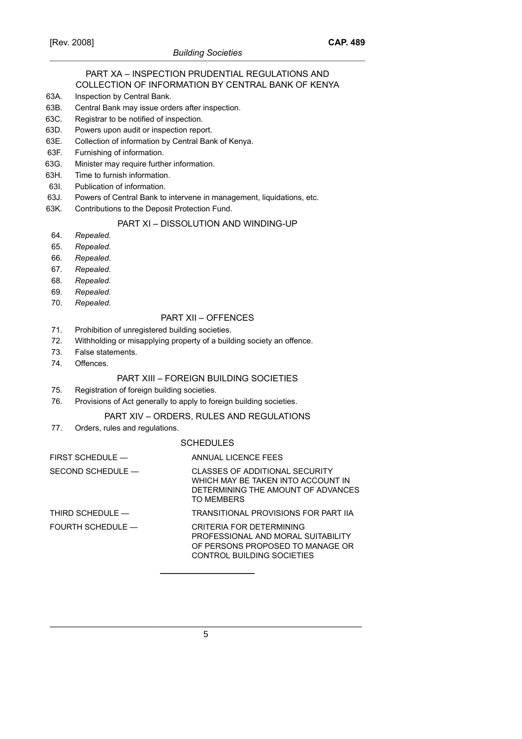PART XA – INSPECTION PRUDENTIAL REGULATIONS AND COLLECTION OF INFORMATION BY CENTRAL BANK OF KENYA

63A. Inspection by Central Bank.
63B. Central Bank may issue orders after inspection.
63C. Registrar to be notified of inspection.
63D. Powers upon audit or inspection report.
63E. Collection of information by Central Bank of Kenya.
63F. Furnishing of information.
63G. Minister may require further information.
63H. Time to furnish information.
63I. Publication of information.
63J. Powers of Central Bank to intervene in management, liquidations, etc.
63K. Contributions to the Deposit Protection Fund.

PART XI – DISSOLUTION AND WINDING-UP

64. *Repealed*.
65. *Repealed*.
66. *Repealed*.
67. *Repealed*.
68. *Repealed*.
69. *Repealed*.
70. *Repealed*.

PART XII – OFFENCES

71. Prohibition of unregistered building societies.
72. Withholding or misapplying property of a building society an offence.
73. False statements.
74. Offences.

PART XIII – FOREIGN BUILDING SOCIETIES

75. Registration of foreign building societies.
76. Provisions of Act generally to apply to foreign building societies.

PART XIV – ORDERS, RULES AND REGULATIONS

77. Orders, rules and regulations.

SCHEDULES

| | |
|---|---|
| FIRST SCHEDULE — | ANNUAL LICENCE FEES |
| SECOND SCHEDULE — | CLASSES OF ADDITIONAL SECURITY WHICH MAY BE TAKEN INTO ACCOUNT IN DETERMINING THE AMOUNT OF ADVANCES TO MEMBERS |
| THIRD SCHEDULE — | TRANSITIONAL PROVISIONS FOR PART IIA |
| FOURTH SCHEDULE — | CRITERIA FOR DETERMINING PROFESSIONAL AND MORAL SUITABILITY OF PERSONS PROPOSED TO MANAGE OR CONTROL BUILDING SOCIETIES |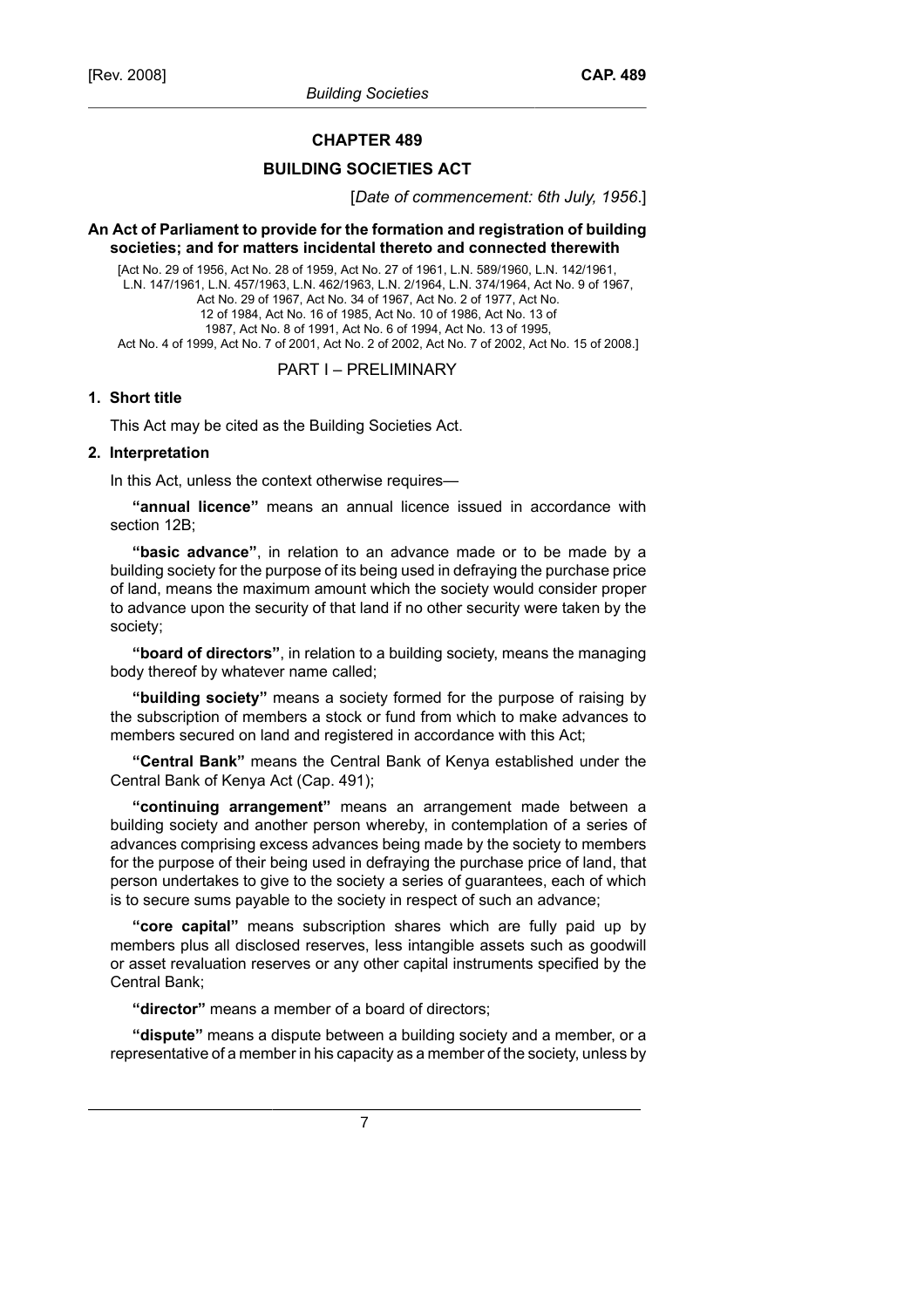## CHAPTER 489

## BUILDING SOCIETIES ACT

[*Date of commencement: 6th July, 1956*.]

**An Act of Parliament to provide for the formation and registration of building societies; and for matters incidental thereto and connected therewith**

[Act No. 29 of 1956, Act No. 28 of 1959, Act No. 27 of 1961, L.N. 589/1960, L.N. 142/1961, L.N. 147/1961, L.N. 457/1963, L.N. 462/1963, L.N. 2/1964, L.N. 374/1964, Act No. 9 of 1967, Act No. 29 of 1967, Act No. 34 of 1967, Act No. 2 of 1977, Act No. 12 of 1984, Act No. 16 of 1985, Act No. 10 of 1986, Act No. 13 of 1987, Act No. 8 of 1991, Act No. 6 of 1994, Act No. 13 of 1995, Act No. 4 of 1999, Act No. 7 of 2001, Act No. 2 of 2002, Act No. 7 of 2002, Act No. 15 of 2008.]

PART I – PRELIMINARY

**1. Short title**

This Act may be cited as the Building Societies Act.

**2. Interpretation**

In this Act, unless the context otherwise requires—

**"annual licence"** means an annual licence issued in accordance with section 12B;

**"basic advance"**, in relation to an advance made or to be made by a building society for the purpose of its being used in defraying the purchase price of land, means the maximum amount which the society would consider proper to advance upon the security of that land if no other security were taken by the society;

**"board of directors"**, in relation to a building society, means the managing body thereof by whatever name called;

**"building society"** means a society formed for the purpose of raising by the subscription of members a stock or fund from which to make advances to members secured on land and registered in accordance with this Act;

**"Central Bank"** means the Central Bank of Kenya established under the Central Bank of Kenya Act (Cap. 491);

**"continuing arrangement"** means an arrangement made between a building society and another person whereby, in contemplation of a series of advances comprising excess advances being made by the society to members for the purpose of their being used in defraying the purchase price of land, that person undertakes to give to the society a series of guarantees, each of which is to secure sums payable to the society in respect of such an advance;

**"core capital"** means subscription shares which are fully paid up by members plus all disclosed reserves, less intangible assets such as goodwill or asset revaluation reserves or any other capital instruments specified by the Central Bank;

**"director"** means a member of a board of directors;

**"dispute"** means a dispute between a building society and a member, or a representative of a member in his capacity as a member of the society, unless by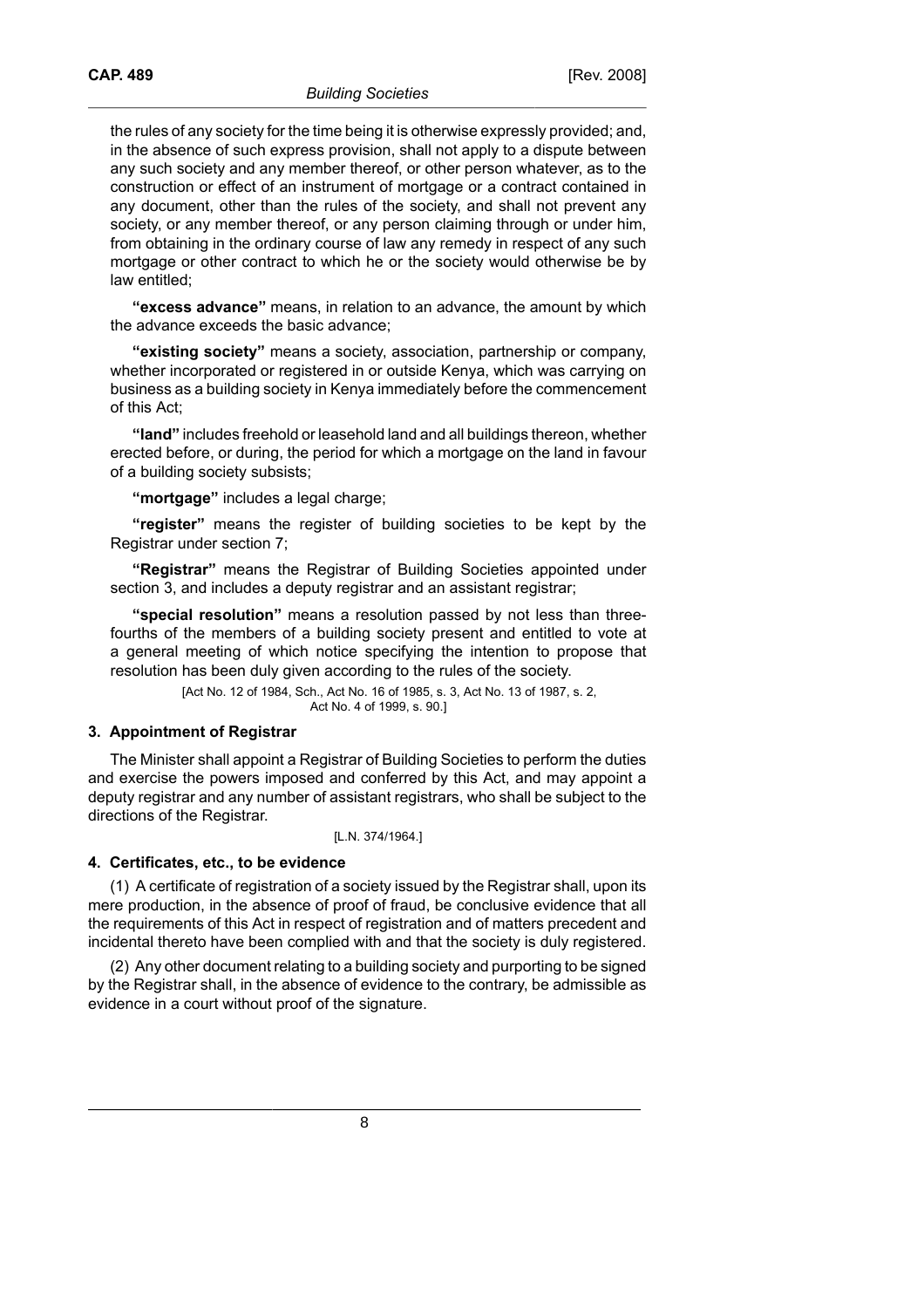the rules of any society for the time being it is otherwise expressly provided; and, in the absence of such express provision, shall not apply to a dispute between any such society and any member thereof, or other person whatever, as to the construction or effect of an instrument of mortgage or a contract contained in any document, other than the rules of the society, and shall not prevent any society, or any member thereof, or any person claiming through or under him, from obtaining in the ordinary course of law any remedy in respect of any such mortgage or other contract to which he or the society would otherwise be by law entitled;

**"excess advance"** means, in relation to an advance, the amount by which the advance exceeds the basic advance;

**"existing society"** means a society, association, partnership or company, whether incorporated or registered in or outside Kenya, which was carrying on business as a building society in Kenya immediately before the commencement of this Act;

**"land"** includes freehold or leasehold land and all buildings thereon, whether erected before, or during, the period for which a mortgage on the land in favour of a building society subsists;

**"mortgage"** includes a legal charge;

**"register"** means the register of building societies to be kept by the Registrar under section 7;

**"Registrar"** means the Registrar of Building Societies appointed under section 3, and includes a deputy registrar and an assistant registrar;

**"special resolution"** means a resolution passed by not less than three-fourths of the members of a building society present and entitled to vote at a general meeting of which notice specifying the intention to propose that resolution has been duly given according to the rules of the society.

[Act No. 12 of 1984, Sch., Act No. 16 of 1985, s. 3, Act No. 13 of 1987, s. 2, Act No. 4 of 1999, s. 90.]

### 3. Appointment of Registrar

The Minister shall appoint a Registrar of Building Societies to perform the duties and exercise the powers imposed and conferred by this Act, and may appoint a deputy registrar and any number of assistant registrars, who shall be subject to the directions of the Registrar.

[L.N. 374/1964.]

### 4. Certificates, etc., to be evidence

(1) A certificate of registration of a society issued by the Registrar shall, upon its mere production, in the absence of proof of fraud, be conclusive evidence that all the requirements of this Act in respect of registration and of matters precedent and incidental thereto have been complied with and that the society is duly registered.

(2) Any other document relating to a building society and purporting to be signed by the Registrar shall, in the absence of evidence to the contrary, be admissible as evidence in a court without proof of the signature.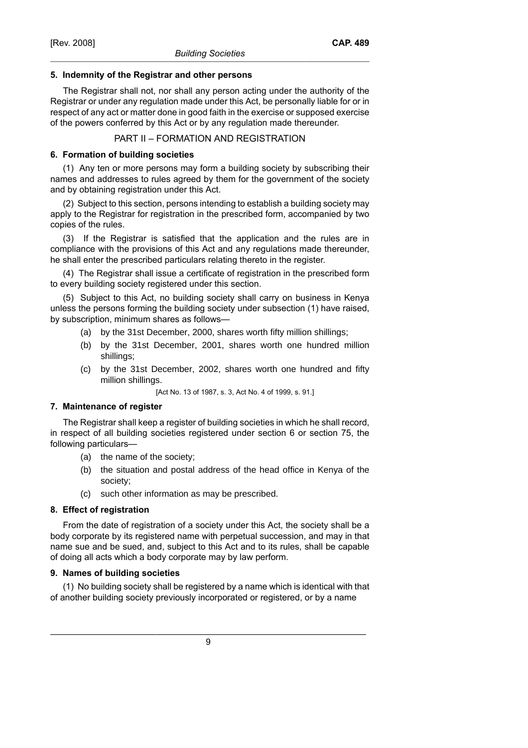**5. Indemnity of the Registrar and other persons**

The Registrar shall not, nor shall any person acting under the authority of the Registrar or under any regulation made under this Act, be personally liable for or in respect of any act or matter done in good faith in the exercise or supposed exercise of the powers conferred by this Act or by any regulation made thereunder.

## PART II – FORMATION AND REGISTRATION

**6. Formation of building societies**

(1) Any ten or more persons may form a building society by subscribing their names and addresses to rules agreed by them for the government of the society and by obtaining registration under this Act.

(2) Subject to this section, persons intending to establish a building society may apply to the Registrar for registration in the prescribed form, accompanied by two copies of the rules.

(3) If the Registrar is satisfied that the application and the rules are in compliance with the provisions of this Act and any regulations made thereunder, he shall enter the prescribed particulars relating thereto in the register.

(4) The Registrar shall issue a certificate of registration in the prescribed form to every building society registered under this section.

(5) Subject to this Act, no building society shall carry on business in Kenya unless the persons forming the building society under subsection (1) have raised, by subscription, minimum shares as follows—

(a) by the 31st December, 2000, shares worth fifty million shillings;

(b) by the 31st December, 2001, shares worth one hundred million shillings;

(c) by the 31st December, 2002, shares worth one hundred and fifty million shillings.

[Act No. 13 of 1987, s. 3, Act No. 4 of 1999, s. 91.]

**7. Maintenance of register**

The Registrar shall keep a register of building societies in which he shall record, in respect of all building societies registered under section 6 or section 75, the following particulars—

(a) the name of the society;

(b) the situation and postal address of the head office in Kenya of the society;

(c) such other information as may be prescribed.

**8. Effect of registration**

From the date of registration of a society under this Act, the society shall be a body corporate by its registered name with perpetual succession, and may in that name sue and be sued, and, subject to this Act and to its rules, shall be capable of doing all acts which a body corporate may by law perform.

**9. Names of building societies**

(1) No building society shall be registered by a name which is identical with that of another building society previously incorporated or registered, or by a name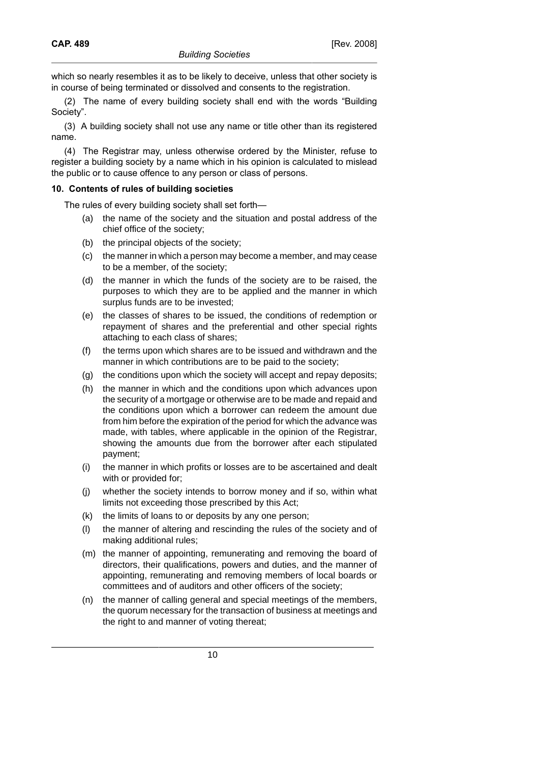which so nearly resembles it as to be likely to deceive, unless that other society is in course of being terminated or dissolved and consents to the registration.

(2) The name of every building society shall end with the words "Building Society".

(3) A building society shall not use any name or title other than its registered name.

(4) The Registrar may, unless otherwise ordered by the Minister, refuse to register a building society by a name which in his opinion is calculated to mislead the public or to cause offence to any person or class of persons.

**10. Contents of rules of building societies**

The rules of every building society shall set forth—

(a) the name of the society and the situation and postal address of the chief office of the society;

(b) the principal objects of the society;

(c) the manner in which a person may become a member, and may cease to be a member, of the society;

(d) the manner in which the funds of the society are to be raised, the purposes to which they are to be applied and the manner in which surplus funds are to be invested;

(e) the classes of shares to be issued, the conditions of redemption or repayment of shares and the preferential and other special rights attaching to each class of shares;

(f) the terms upon which shares are to be issued and withdrawn and the manner in which contributions are to be paid to the society;

(g) the conditions upon which the society will accept and repay deposits;

(h) the manner in which and the conditions upon which advances upon the security of a mortgage or otherwise are to be made and repaid and the conditions upon which a borrower can redeem the amount due from him before the expiration of the period for which the advance was made, with tables, where applicable in the opinion of the Registrar, showing the amounts due from the borrower after each stipulated payment;

(i) the manner in which profits or losses are to be ascertained and dealt with or provided for;

(j) whether the society intends to borrow money and if so, within what limits not exceeding those prescribed by this Act;

(k) the limits of loans to or deposits by any one person;

(l) the manner of altering and rescinding the rules of the society and of making additional rules;

(m) the manner of appointing, remunerating and removing the board of directors, their qualifications, powers and duties, and the manner of appointing, remunerating and removing members of local boards or committees and of auditors and other officers of the society;

(n) the manner of calling general and special meetings of the members, the quorum necessary for the transaction of business at meetings and the right to and manner of voting thereat;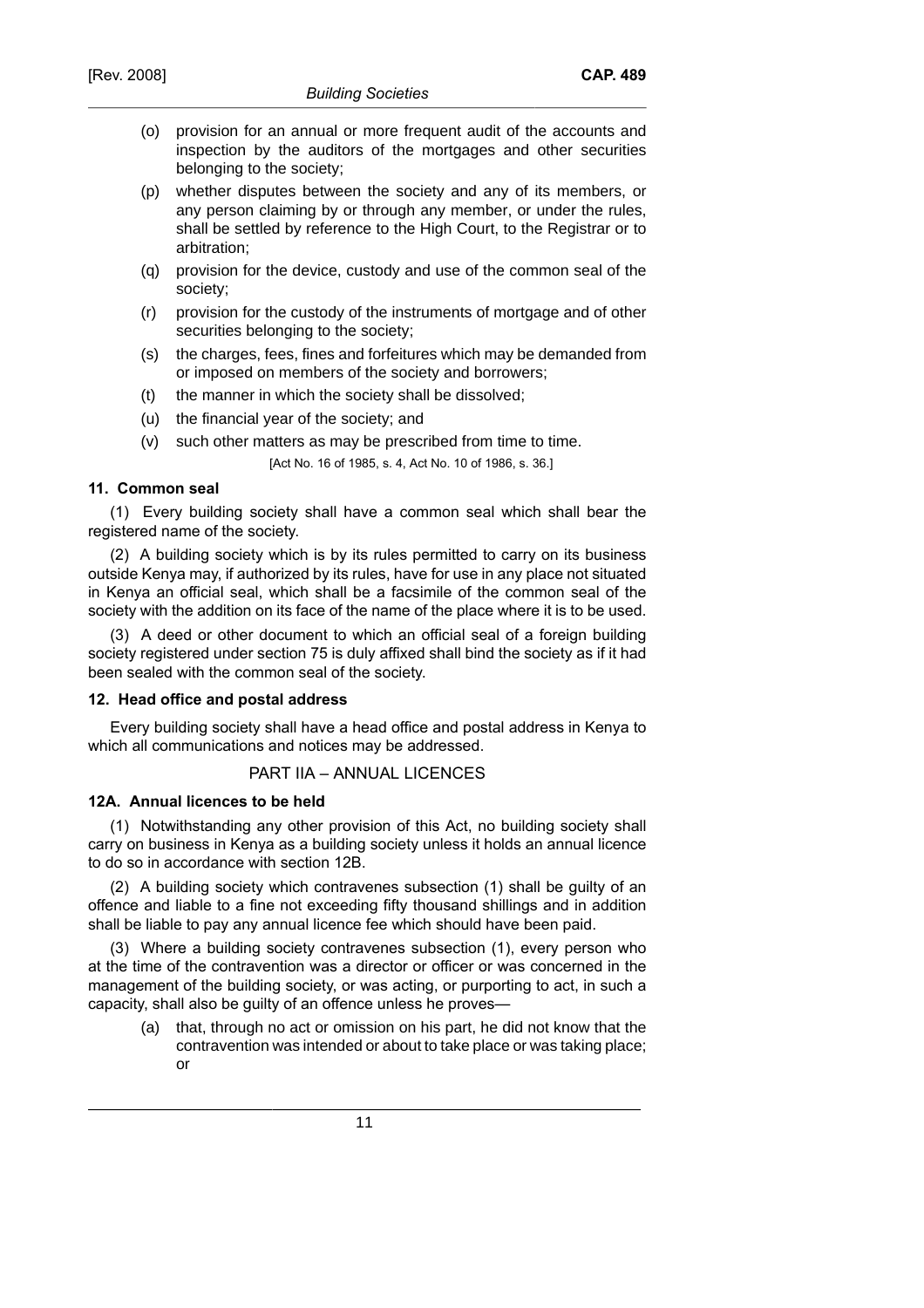(o) provision for an annual or more frequent audit of the accounts and inspection by the auditors of the mortgages and other securities belonging to the society;

(p) whether disputes between the society and any of its members, or any person claiming by or through any member, or under the rules, shall be settled by reference to the High Court, to the Registrar or to arbitration;

(q) provision for the device, custody and use of the common seal of the society;

(r) provision for the custody of the instruments of mortgage and of other securities belonging to the society;

(s) the charges, fees, fines and forfeitures which may be demanded from or imposed on members of the society and borrowers;

(t) the manner in which the society shall be dissolved;

(u) the financial year of the society; and

(v) such other matters as may be prescribed from time to time.

[Act No. 16 of 1985, s. 4, Act No. 10 of 1986, s. 36.]

### 11. Common seal

(1) Every building society shall have a common seal which shall bear the registered name of the society.

(2) A building society which is by its rules permitted to carry on its business outside Kenya may, if authorized by its rules, have for use in any place not situated in Kenya an official seal, which shall be a facsimile of the common seal of the society with the addition on its face of the name of the place where it is to be used.

(3) A deed or other document to which an official seal of a foreign building society registered under section 75 is duly affixed shall bind the society as if it had been sealed with the common seal of the society.

### 12. Head office and postal address

Every building society shall have a head office and postal address in Kenya to which all communications and notices may be addressed.

## PART IIA – ANNUAL LICENCES

### 12A. Annual licences to be held

(1) Notwithstanding any other provision of this Act, no building society shall carry on business in Kenya as a building society unless it holds an annual licence to do so in accordance with section 12B.

(2) A building society which contravenes subsection (1) shall be guilty of an offence and liable to a fine not exceeding fifty thousand shillings and in addition shall be liable to pay any annual licence fee which should have been paid.

(3) Where a building society contravenes subsection (1), every person who at the time of the contravention was a director or officer or was concerned in the management of the building society, or was acting, or purporting to act, in such a capacity, shall also be guilty of an offence unless he proves—

(a) that, through no act or omission on his part, he did not know that the contravention was intended or about to take place or was taking place; or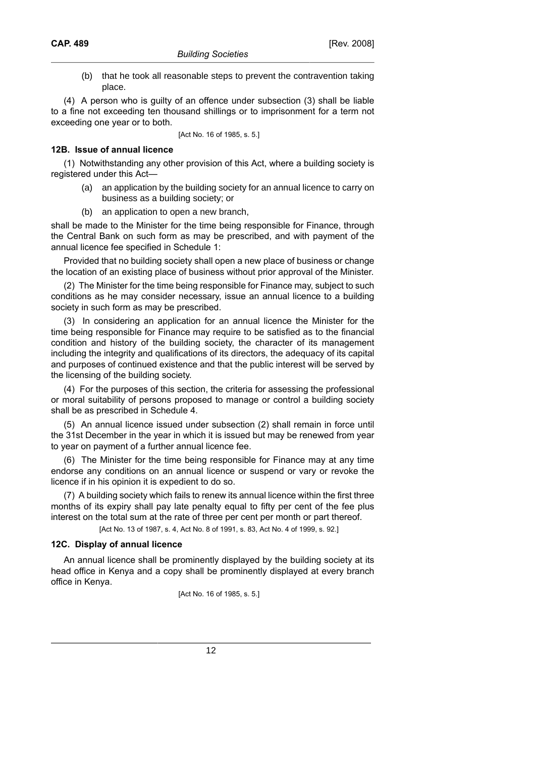(b) that he took all reasonable steps to prevent the contravention taking place.

(4) A person who is guilty of an offence under subsection (3) shall be liable to a fine not exceeding ten thousand shillings or to imprisonment for a term not exceeding one year or to both.

[Act No. 16 of 1985, s. 5.]

### 12B. Issue of annual licence

(1) Notwithstanding any other provision of this Act, where a building society is registered under this Act—

(a) an application by the building society for an annual licence to carry on business as a building society; or

(b) an application to open a new branch,

shall be made to the Minister for the time being responsible for Finance, through the Central Bank on such form as may be prescribed, and with payment of the annual licence fee specified in Schedule 1:

Provided that no building society shall open a new place of business or change the location of an existing place of business without prior approval of the Minister.

(2) The Minister for the time being responsible for Finance may, subject to such conditions as he may consider necessary, issue an annual licence to a building society in such form as may be prescribed.

(3) In considering an application for an annual licence the Minister for the time being responsible for Finance may require to be satisfied as to the financial condition and history of the building society, the character of its management including the integrity and qualifications of its directors, the adequacy of its capital and purposes of continued existence and that the public interest will be served by the licensing of the building society.

(4) For the purposes of this section, the criteria for assessing the professional or moral suitability of persons proposed to manage or control a building society shall be as prescribed in Schedule 4.

(5) An annual licence issued under subsection (2) shall remain in force until the 31st December in the year in which it is issued but may be renewed from year to year on payment of a further annual licence fee.

(6) The Minister for the time being responsible for Finance may at any time endorse any conditions on an annual licence or suspend or vary or revoke the licence if in his opinion it is expedient to do so.

(7) A building society which fails to renew its annual licence within the first three months of its expiry shall pay late penalty equal to fifty per cent of the fee plus interest on the total sum at the rate of three per cent per month or part thereof.

[Act No. 13 of 1987, s. 4, Act No. 8 of 1991, s. 83, Act No. 4 of 1999, s. 92.]

### 12C. Display of annual licence

An annual licence shall be prominently displayed by the building society at its head office in Kenya and a copy shall be prominently displayed at every branch office in Kenya.

[Act No. 16 of 1985, s. 5.]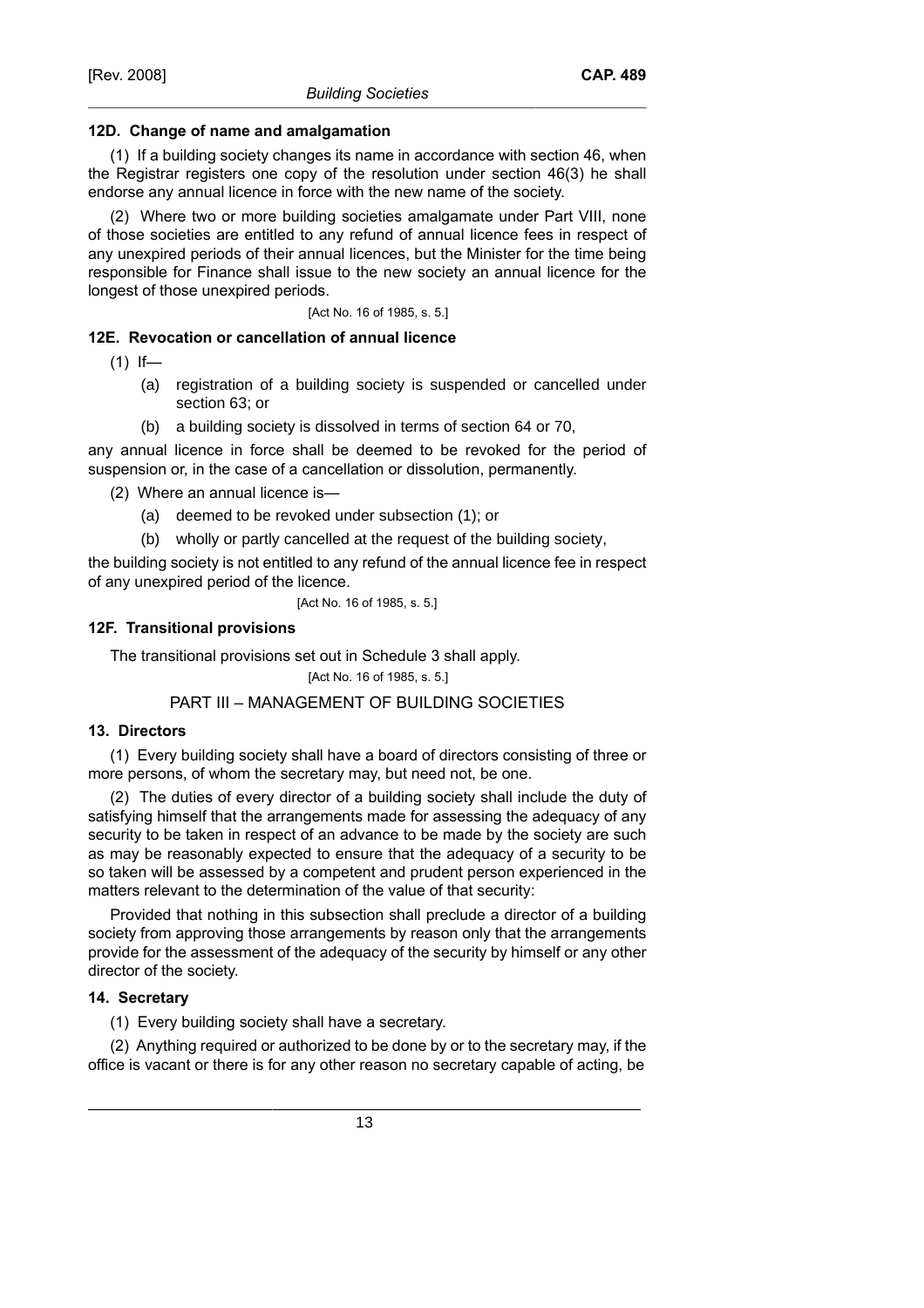### 12D. Change of name and amalgamation

(1) If a building society changes its name in accordance with section 46, when the Registrar registers one copy of the resolution under section 46(3) he shall endorse any annual licence in force with the new name of the society.

(2) Where two or more building societies amalgamate under Part VIII, none of those societies are entitled to any refund of annual licence fees in respect of any unexpired periods of their annual licences, but the Minister for the time being responsible for Finance shall issue to the new society an annual licence for the longest of those unexpired periods.

[Act No. 16 of 1985, s. 5.]

### 12E. Revocation or cancellation of annual licence

(1) If—

- (a) registration of a building society is suspended or cancelled under section 63; or
- (b) a building society is dissolved in terms of section 64 or 70,

any annual licence in force shall be deemed to be revoked for the period of suspension or, in the case of a cancellation or dissolution, permanently.

(2) Where an annual licence is—

- (a) deemed to be revoked under subsection (1); or
- (b) wholly or partly cancelled at the request of the building society,

the building society is not entitled to any refund of the annual licence fee in respect of any unexpired period of the licence.

[Act No. 16 of 1985, s. 5.]

### 12F. Transitional provisions

The transitional provisions set out in Schedule 3 shall apply.

[Act No. 16 of 1985, s. 5.]

## PART III – MANAGEMENT OF BUILDING SOCIETIES

### 13. Directors

(1) Every building society shall have a board of directors consisting of three or more persons, of whom the secretary may, but need not, be one.

(2) The duties of every director of a building society shall include the duty of satisfying himself that the arrangements made for assessing the adequacy of any security to be taken in respect of an advance to be made by the society are such as may be reasonably expected to ensure that the adequacy of a security to be so taken will be assessed by a competent and prudent person experienced in the matters relevant to the determination of the value of that security:

Provided that nothing in this subsection shall preclude a director of a building society from approving those arrangements by reason only that the arrangements provide for the assessment of the adequacy of the security by himself or any other director of the society.

### 14. Secretary

(1) Every building society shall have a secretary.

(2) Anything required or authorized to be done by or to the secretary may, if the office is vacant or there is for any other reason no secretary capable of acting, be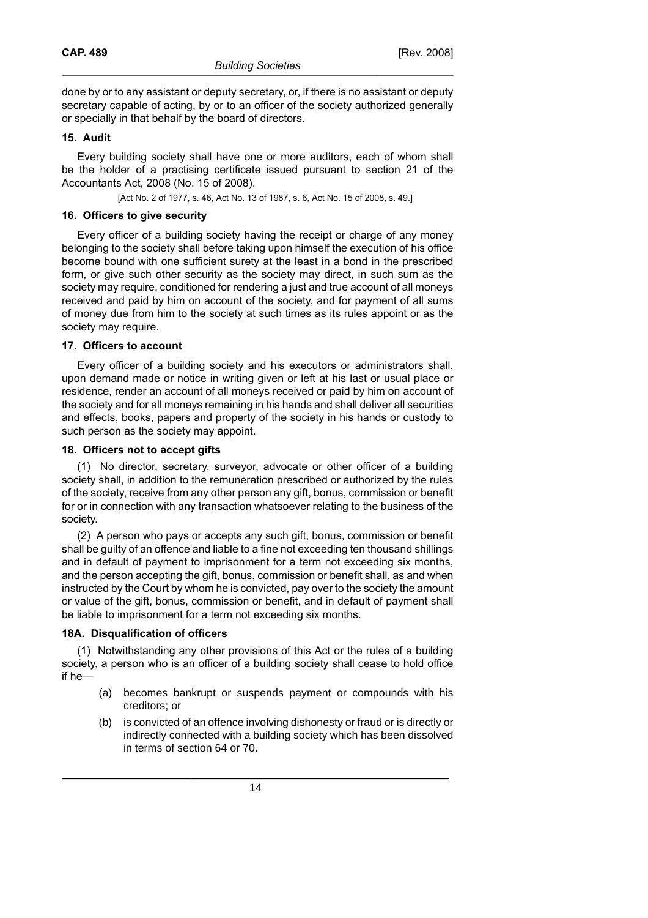done by or to any assistant or deputy secretary, or, if there is no assistant or deputy secretary capable of acting, by or to an officer of the society authorized generally or specially in that behalf by the board of directors.

### 15. Audit

Every building society shall have one or more auditors, each of whom shall be the holder of a practising certificate issued pursuant to section 21 of the Accountants Act, 2008 (No. 15 of 2008).

[Act No. 2 of 1977, s. 46, Act No. 13 of 1987, s. 6, Act No. 15 of 2008, s. 49.]

### 16. Officers to give security

Every officer of a building society having the receipt or charge of any money belonging to the society shall before taking upon himself the execution of his office become bound with one sufficient surety at the least in a bond in the prescribed form, or give such other security as the society may direct, in such sum as the society may require, conditioned for rendering a just and true account of all moneys received and paid by him on account of the society, and for payment of all sums of money due from him to the society at such times as its rules appoint or as the society may require.

### 17. Officers to account

Every officer of a building society and his executors or administrators shall, upon demand made or notice in writing given or left at his last or usual place or residence, render an account of all moneys received or paid by him on account of the society and for all moneys remaining in his hands and shall deliver all securities and effects, books, papers and property of the society in his hands or custody to such person as the society may appoint.

### 18. Officers not to accept gifts

(1) No director, secretary, surveyor, advocate or other officer of a building society shall, in addition to the remuneration prescribed or authorized by the rules of the society, receive from any other person any gift, bonus, commission or benefit for or in connection with any transaction whatsoever relating to the business of the society.

(2) A person who pays or accepts any such gift, bonus, commission or benefit shall be guilty of an offence and liable to a fine not exceeding ten thousand shillings and in default of payment to imprisonment for a term not exceeding six months, and the person accepting the gift, bonus, commission or benefit shall, as and when instructed by the Court by whom he is convicted, pay over to the society the amount or value of the gift, bonus, commission or benefit, and in default of payment shall be liable to imprisonment for a term not exceeding six months.

### 18A. Disqualification of officers

(1) Notwithstanding any other provisions of this Act or the rules of a building society, a person who is an officer of a building society shall cease to hold office if he—

- (a) becomes bankrupt or suspends payment or compounds with his creditors; or
- (b) is convicted of an offence involving dishonesty or fraud or is directly or indirectly connected with a building society which has been dissolved in terms of section 64 or 70.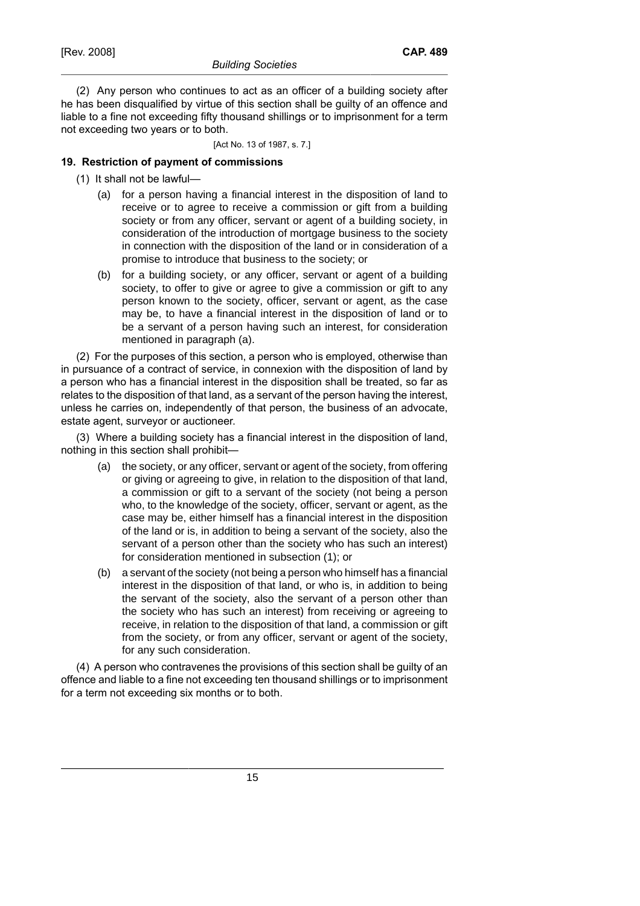(2) Any person who continues to act as an officer of a building society after he has been disqualified by virtue of this section shall be guilty of an offence and liable to a fine not exceeding fifty thousand shillings or to imprisonment for a term not exceeding two years or to both.

[Act No. 13 of 1987, s. 7.]

**19. Restriction of payment of commissions**

(1) It shall not be lawful—

(a) for a person having a financial interest in the disposition of land to receive or to agree to receive a commission or gift from a building society or from any officer, servant or agent of a building society, in consideration of the introduction of mortgage business to the society in connection with the disposition of the land or in consideration of a promise to introduce that business to the society; or

(b) for a building society, or any officer, servant or agent of a building society, to offer to give or agree to give a commission or gift to any person known to the society, officer, servant or agent, as the case may be, to have a financial interest in the disposition of land or to be a servant of a person having such an interest, for consideration mentioned in paragraph (a).

(2) For the purposes of this section, a person who is employed, otherwise than in pursuance of a contract of service, in connexion with the disposition of land by a person who has a financial interest in the disposition shall be treated, so far as relates to the disposition of that land, as a servant of the person having the interest, unless he carries on, independently of that person, the business of an advocate, estate agent, surveyor or auctioneer.

(3) Where a building society has a financial interest in the disposition of land, nothing in this section shall prohibit—

(a) the society, or any officer, servant or agent of the society, from offering or giving or agreeing to give, in relation to the disposition of that land, a commission or gift to a servant of the society (not being a person who, to the knowledge of the society, officer, servant or agent, as the case may be, either himself has a financial interest in the disposition of the land or is, in addition to being a servant of the society, also the servant of a person other than the society who has such an interest) for consideration mentioned in subsection (1); or

(b) a servant of the society (not being a person who himself has a financial interest in the disposition of that land, or who is, in addition to being the servant of the society, also the servant of a person other than the society who has such an interest) from receiving or agreeing to receive, in relation to the disposition of that land, a commission or gift from the society, or from any officer, servant or agent of the society, for any such consideration.

(4) A person who contravenes the provisions of this section shall be guilty of an offence and liable to a fine not exceeding ten thousand shillings or to imprisonment for a term not exceeding six months or to both.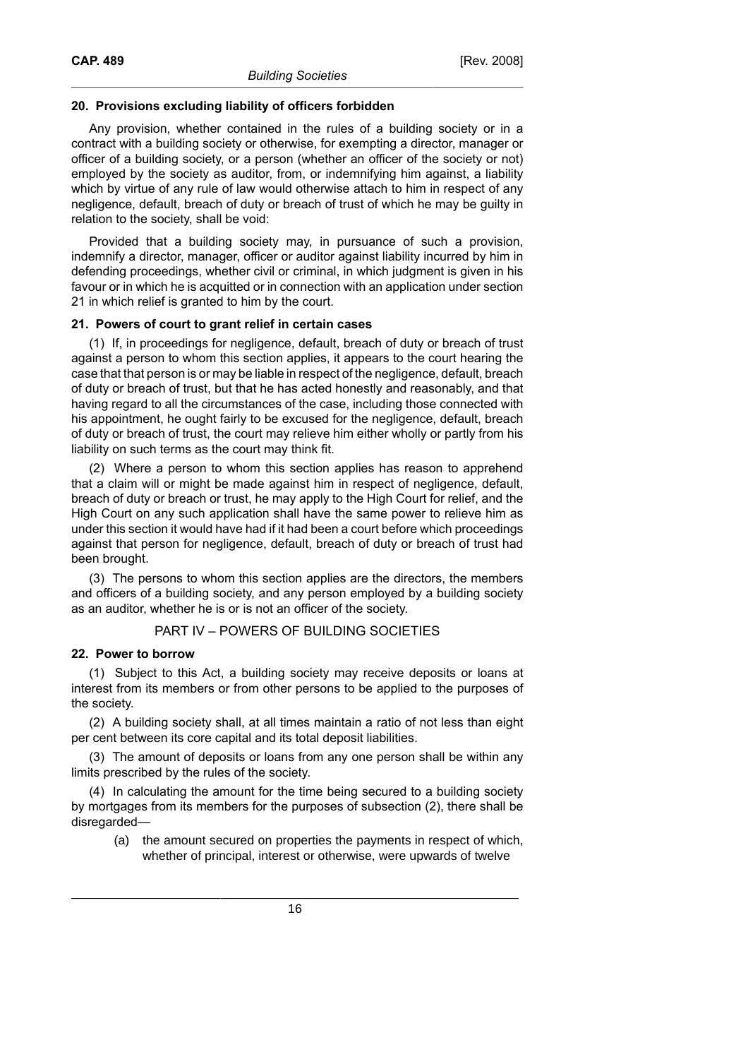### 20. Provisions excluding liability of officers forbidden

Any provision, whether contained in the rules of a building society or in a contract with a building society or otherwise, for exempting a director, manager or officer of a building society, or a person (whether an officer of the society or not) employed by the society as auditor, from, or indemnifying him against, a liability which by virtue of any rule of law would otherwise attach to him in respect of any negligence, default, breach of duty or breach of trust of which he may be guilty in relation to the society, shall be void:

Provided that a building society may, in pursuance of such a provision, indemnify a director, manager, officer or auditor against liability incurred by him in defending proceedings, whether civil or criminal, in which judgment is given in his favour or in which he is acquitted or in connection with an application under section 21 in which relief is granted to him by the court.

### 21. Powers of court to grant relief in certain cases

(1) If, in proceedings for negligence, default, breach of duty or breach of trust against a person to whom this section applies, it appears to the court hearing the case that that person is or may be liable in respect of the negligence, default, breach of duty or breach of trust, but that he has acted honestly and reasonably, and that having regard to all the circumstances of the case, including those connected with his appointment, he ought fairly to be excused for the negligence, default, breach of duty or breach of trust, the court may relieve him either wholly or partly from his liability on such terms as the court may think fit.

(2) Where a person to whom this section applies has reason to apprehend that a claim will or might be made against him in respect of negligence, default, breach of duty or breach or trust, he may apply to the High Court for relief, and the High Court on any such application shall have the same power to relieve him as under this section it would have had if it had been a court before which proceedings against that person for negligence, default, breach of duty or breach of trust had been brought.

(3) The persons to whom this section applies are the directors, the members and officers of a building society, and any person employed by a building society as an auditor, whether he is or is not an officer of the society.

## PART IV – POWERS OF BUILDING SOCIETIES

### 22. Power to borrow

(1) Subject to this Act, a building society may receive deposits or loans at interest from its members or from other persons to be applied to the purposes of the society.

(2) A building society shall, at all times maintain a ratio of not less than eight per cent between its core capital and its total deposit liabilities.

(3) The amount of deposits or loans from any one person shall be within any limits prescribed by the rules of the society.

(4) In calculating the amount for the time being secured to a building society by mortgages from its members for the purposes of subsection (2), there shall be disregarded—

(a) the amount secured on properties the payments in respect of which, whether of principal, interest or otherwise, were upwards of twelve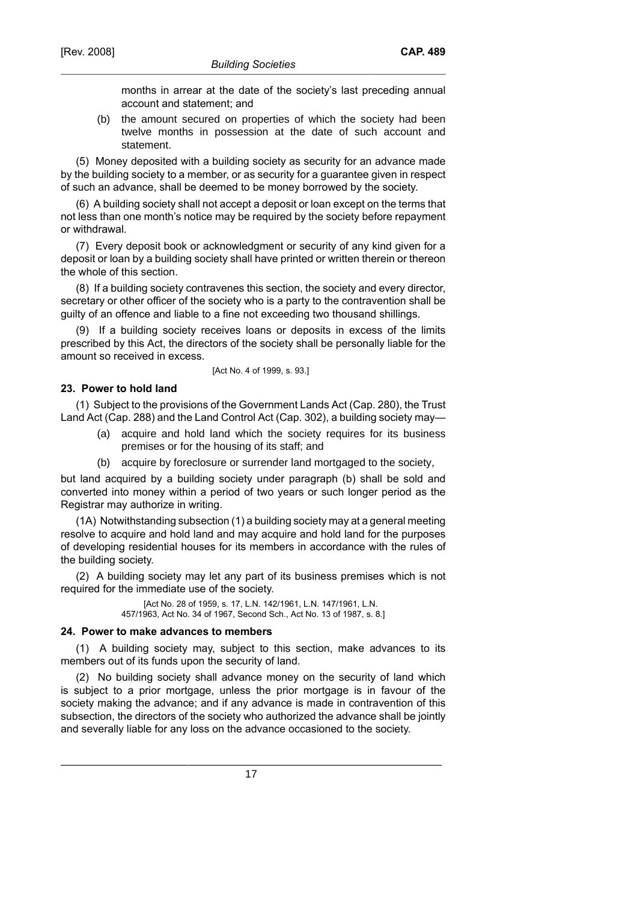months in arrear at the date of the society's last preceding annual account and statement; and

(b) the amount secured on properties of which the society had been twelve months in possession at the date of such account and statement.

(5) Money deposited with a building society as security for an advance made by the building society to a member, or as security for a guarantee given in respect of such an advance, shall be deemed to be money borrowed by the society.

(6) A building society shall not accept a deposit or loan except on the terms that not less than one month's notice may be required by the society before repayment or withdrawal.

(7) Every deposit book or acknowledgment or security of any kind given for a deposit or loan by a building society shall have printed or written therein or thereon the whole of this section.

(8) If a building society contravenes this section, the society and every director, secretary or other officer of the society who is a party to the contravention shall be guilty of an offence and liable to a fine not exceeding two thousand shillings.

(9) If a building society receives loans or deposits in excess of the limits prescribed by this Act, the directors of the society shall be personally liable for the amount so received in excess.

[Act No. 4 of 1999, s. 93.]

**23. Power to hold land**

(1) Subject to the provisions of the Government Lands Act (Cap. 280), the Trust Land Act (Cap. 288) and the Land Control Act (Cap. 302), a building society may—

(a) acquire and hold land which the society requires for its business premises or for the housing of its staff; and

(b) acquire by foreclosure or surrender land mortgaged to the society,

but land acquired by a building society under paragraph (b) shall be sold and converted into money within a period of two years or such longer period as the Registrar may authorize in writing.

(1A) Notwithstanding subsection (1) a building society may at a general meeting resolve to acquire and hold land and may acquire and hold land for the purposes of developing residential houses for its members in accordance with the rules of the building society.

(2) A building society may let any part of its business premises which is not required for the immediate use of the society.

[Act No. 28 of 1959, s. 17, L.N. 142/1961, L.N. 147/1961, L.N. 457/1963, Act No. 34 of 1967, Second Sch., Act No. 13 of 1987, s. 8.]

**24. Power to make advances to members**

(1) A building society may, subject to this section, make advances to its members out of its funds upon the security of land.

(2) No building society shall advance money on the security of land which is subject to a prior mortgage, unless the prior mortgage is in favour of the society making the advance; and if any advance is made in contravention of this subsection, the directors of the society who authorized the advance shall be jointly and severally liable for any loss on the advance occasioned to the society.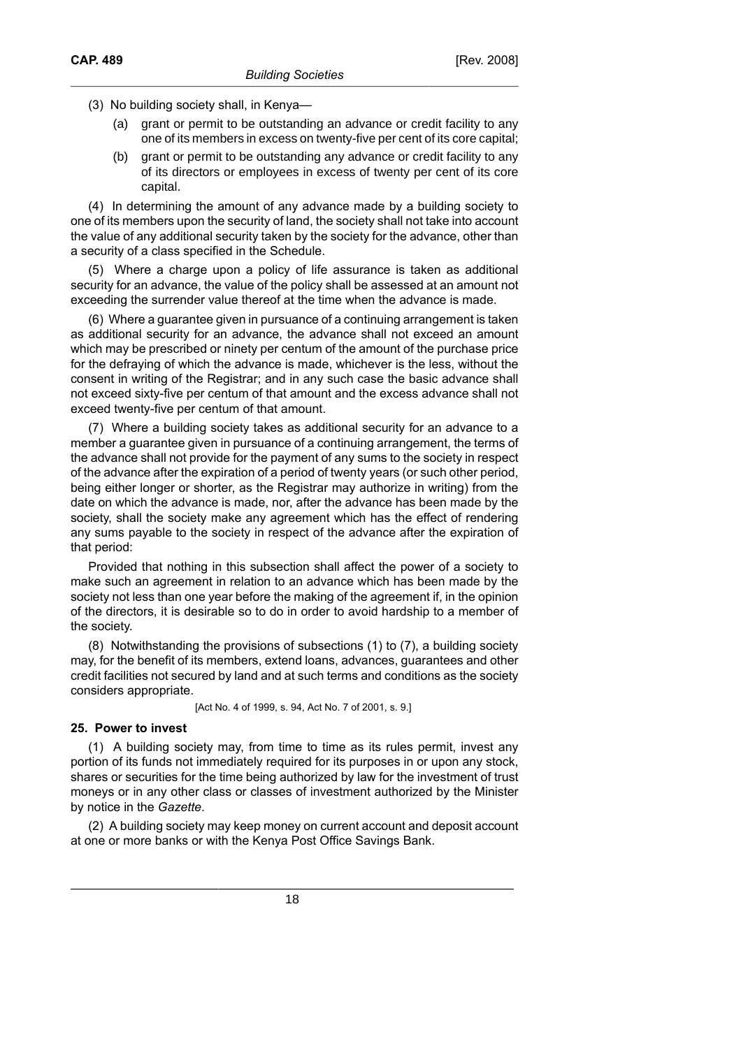(3) No building society shall, in Kenya—

(a) grant or permit to be outstanding an advance or credit facility to any one of its members in excess on twenty-five per cent of its core capital;

(b) grant or permit to be outstanding any advance or credit facility to any of its directors or employees in excess of twenty per cent of its core capital.

(4) In determining the amount of any advance made by a building society to one of its members upon the security of land, the society shall not take into account the value of any additional security taken by the society for the advance, other than a security of a class specified in the Schedule.

(5) Where a charge upon a policy of life assurance is taken as additional security for an advance, the value of the policy shall be assessed at an amount not exceeding the surrender value thereof at the time when the advance is made.

(6) Where a guarantee given in pursuance of a continuing arrangement is taken as additional security for an advance, the advance shall not exceed an amount which may be prescribed or ninety per centum of the amount of the purchase price for the defraying of which the advance is made, whichever is the less, without the consent in writing of the Registrar; and in any such case the basic advance shall not exceed sixty-five per centum of that amount and the excess advance shall not exceed twenty-five per centum of that amount.

(7) Where a building society takes as additional security for an advance to a member a guarantee given in pursuance of a continuing arrangement, the terms of the advance shall not provide for the payment of any sums to the society in respect of the advance after the expiration of a period of twenty years (or such other period, being either longer or shorter, as the Registrar may authorize in writing) from the date on which the advance is made, nor, after the advance has been made by the society, shall the society make any agreement which has the effect of rendering any sums payable to the society in respect of the advance after the expiration of that period:

Provided that nothing in this subsection shall affect the power of a society to make such an agreement in relation to an advance which has been made by the society not less than one year before the making of the agreement if, in the opinion of the directors, it is desirable so to do in order to avoid hardship to a member of the society.

(8) Notwithstanding the provisions of subsections (1) to (7), a building society may, for the benefit of its members, extend loans, advances, guarantees and other credit facilities not secured by land and at such terms and conditions as the society considers appropriate.

[Act No. 4 of 1999, s. 94, Act No. 7 of 2001, s. 9.]

**25. Power to invest**

(1) A building society may, from time to time as its rules permit, invest any portion of its funds not immediately required for its purposes in or upon any stock, shares or securities for the time being authorized by law for the investment of trust moneys or in any other class or classes of investment authorized by the Minister by notice in the *Gazette*.

(2) A building society may keep money on current account and deposit account at one or more banks or with the Kenya Post Office Savings Bank.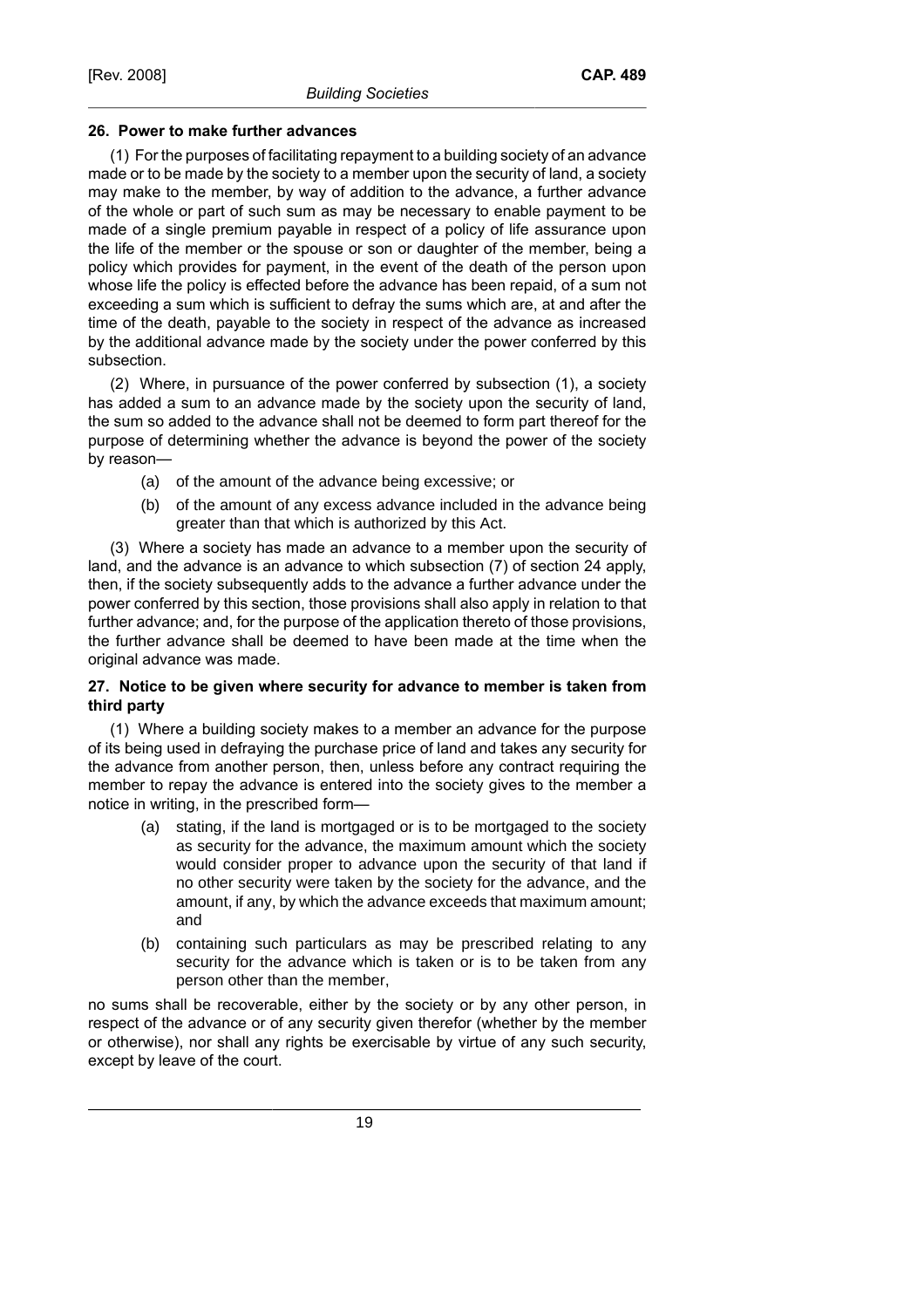### 26. Power to make further advances

(1) For the purposes of facilitating repayment to a building society of an advance made or to be made by the society to a member upon the security of land, a society may make to the member, by way of addition to the advance, a further advance of the whole or part of such sum as may be necessary to enable payment to be made of a single premium payable in respect of a policy of life assurance upon the life of the member or the spouse or son or daughter of the member, being a policy which provides for payment, in the event of the death of the person upon whose life the policy is effected before the advance has been repaid, of a sum not exceeding a sum which is sufficient to defray the sums which are, at and after the time of the death, payable to the society in respect of the advance as increased by the additional advance made by the society under the power conferred by this subsection.

(2) Where, in pursuance of the power conferred by subsection (1), a society has added a sum to an advance made by the society upon the security of land, the sum so added to the advance shall not be deemed to form part thereof for the purpose of determining whether the advance is beyond the power of the society by reason—

- (a) of the amount of the advance being excessive; or
- (b) of the amount of any excess advance included in the advance being greater than that which is authorized by this Act.

(3) Where a society has made an advance to a member upon the security of land, and the advance is an advance to which subsection (7) of section 24 apply, then, if the society subsequently adds to the advance a further advance under the power conferred by this section, those provisions shall also apply in relation to that further advance; and, for the purpose of the application thereto of those provisions, the further advance shall be deemed to have been made at the time when the original advance was made.

### 27. Notice to be given where security for advance to member is taken from third party

(1) Where a building society makes to a member an advance for the purpose of its being used in defraying the purchase price of land and takes any security for the advance from another person, then, unless before any contract requiring the member to repay the advance is entered into the society gives to the member a notice in writing, in the prescribed form—

- (a) stating, if the land is mortgaged or is to be mortgaged to the society as security for the advance, the maximum amount which the society would consider proper to advance upon the security of that land if no other security were taken by the society for the advance, and the amount, if any, by which the advance exceeds that maximum amount; and
- (b) containing such particulars as may be prescribed relating to any security for the advance which is taken or is to be taken from any person other than the member,

no sums shall be recoverable, either by the society or by any other person, in respect of the advance or of any security given therefor (whether by the member or otherwise), nor shall any rights be exercisable by virtue of any such security, except by leave of the court.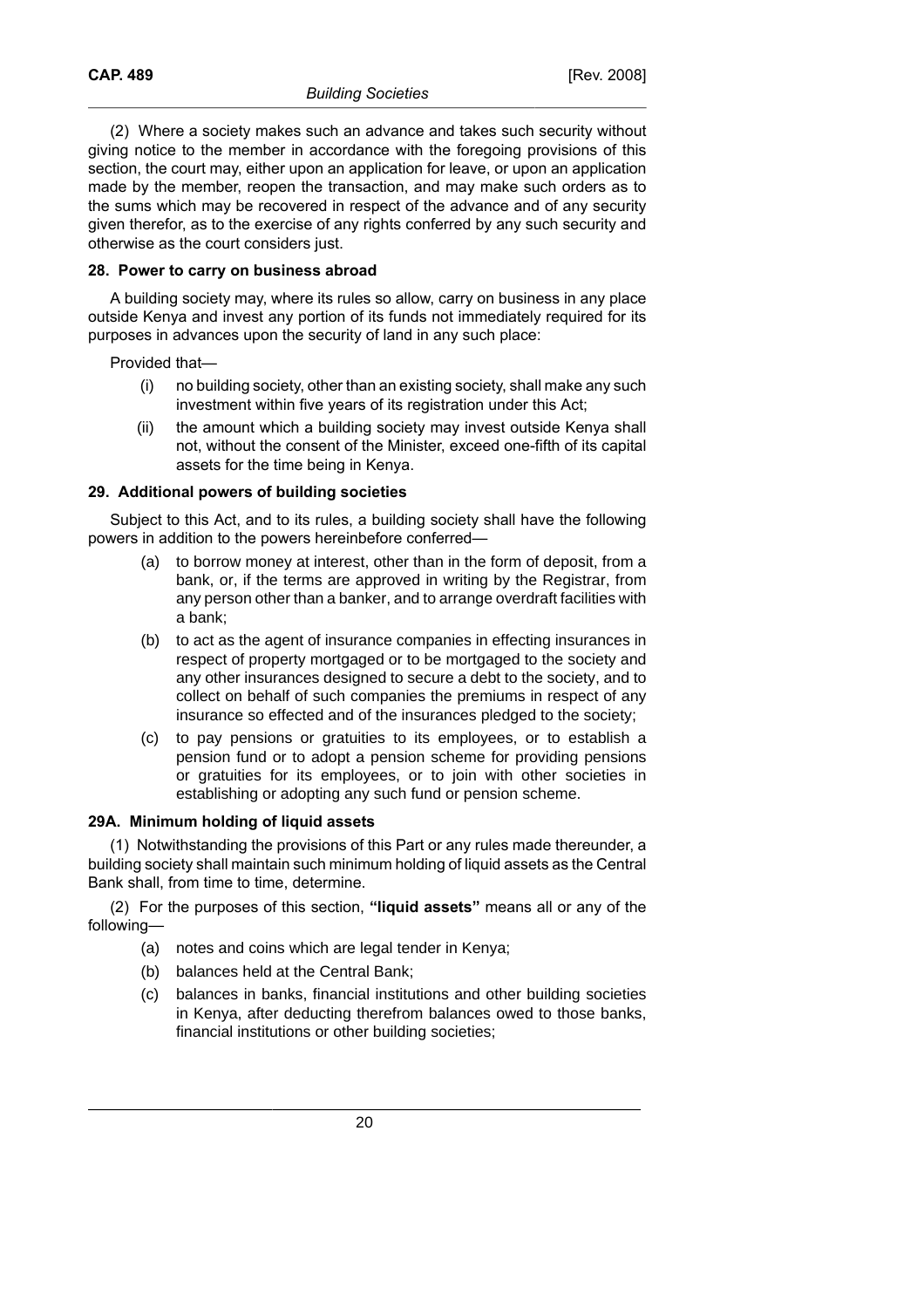(2) Where a society makes such an advance and takes such security without giving notice to the member in accordance with the foregoing provisions of this section, the court may, either upon an application for leave, or upon an application made by the member, reopen the transaction, and may make such orders as to the sums which may be recovered in respect of the advance and of any security given therefor, as to the exercise of any rights conferred by any such security and otherwise as the court considers just.

**28. Power to carry on business abroad**

A building society may, where its rules so allow, carry on business in any place outside Kenya and invest any portion of its funds not immediately required for its purposes in advances upon the security of land in any such place:

Provided that—

- (i) no building society, other than an existing society, shall make any such investment within five years of its registration under this Act;
- (ii) the amount which a building society may invest outside Kenya shall not, without the consent of the Minister, exceed one-fifth of its capital assets for the time being in Kenya.

**29. Additional powers of building societies**

Subject to this Act, and to its rules, a building society shall have the following powers in addition to the powers hereinbefore conferred—

- (a) to borrow money at interest, other than in the form of deposit, from a bank, or, if the terms are approved in writing by the Registrar, from any person other than a banker, and to arrange overdraft facilities with a bank;
- (b) to act as the agent of insurance companies in effecting insurances in respect of property mortgaged or to be mortgaged to the society and any other insurances designed to secure a debt to the society, and to collect on behalf of such companies the premiums in respect of any insurance so effected and of the insurances pledged to the society;
- (c) to pay pensions or gratuities to its employees, or to establish a pension fund or to adopt a pension scheme for providing pensions or gratuities for its employees, or to join with other societies in establishing or adopting any such fund or pension scheme.

**29A. Minimum holding of liquid assets**

(1) Notwithstanding the provisions of this Part or any rules made thereunder, a building society shall maintain such minimum holding of liquid assets as the Central Bank shall, from time to time, determine.

(2) For the purposes of this section, **"liquid assets"** means all or any of the following—

- (a) notes and coins which are legal tender in Kenya;
- (b) balances held at the Central Bank;
- (c) balances in banks, financial institutions and other building societies in Kenya, after deducting therefrom balances owed to those banks, financial institutions or other building societies;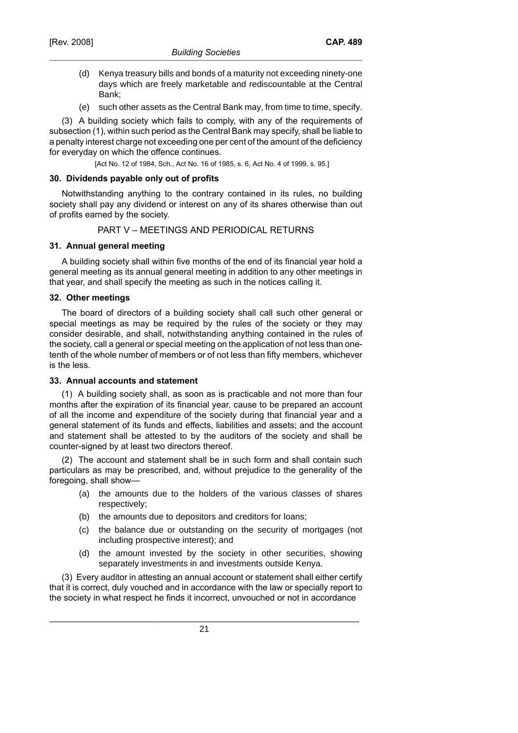(d) Kenya treasury bills and bonds of a maturity not exceeding ninety-one days which are freely marketable and rediscountable at the Central Bank;

(e) such other assets as the Central Bank may, from time to time, specify.

(3) A building society which fails to comply, with any of the requirements of subsection (1), within such period as the Central Bank may specify, shall be liable to a penalty interest charge not exceeding one per cent of the amount of the deficiency for everyday on which the offence continues.

[Act No. 12 of 1984, Sch., Act No. 16 of 1985, s. 6, Act No. 4 of 1999, s. 95.]

**30. Dividends payable only out of profits**

Notwithstanding anything to the contrary contained in its rules, no building society shall pay any dividend or interest on any of its shares otherwise than out of profits earned by the society.

## PART V – MEETINGS AND PERIODICAL RETURNS

**31. Annual general meeting**

A building society shall within five months of the end of its financial year hold a general meeting as its annual general meeting in addition to any other meetings in that year, and shall specify the meeting as such in the notices calling it.

**32. Other meetings**

The board of directors of a building society shall call such other general or special meetings as may be required by the rules of the society or they may consider desirable, and shall, notwithstanding anything contained in the rules of the society, call a general or special meeting on the application of not less than one-tenth of the whole number of members or of not less than fifty members, whichever is the less.

**33. Annual accounts and statement**

(1) A building society shall, as soon as is practicable and not more than four months after the expiration of its financial year, cause to be prepared an account of all the income and expenditure of the society during that financial year and a general statement of its funds and effects, liabilities and assets; and the account and statement shall be attested to by the auditors of the society and shall be counter-signed by at least two directors thereof.

(2) The account and statement shall be in such form and shall contain such particulars as may be prescribed, and, without prejudice to the generality of the foregoing, shall show—

(a) the amounts due to the holders of the various classes of shares respectively;

(b) the amounts due to depositors and creditors for loans;

(c) the balance due or outstanding on the security of mortgages (not including prospective interest); and

(d) the amount invested by the society in other securities, showing separately investments in and investments outside Kenya.

(3) Every auditor in attesting an annual account or statement shall either certify that it is correct, duly vouched and in accordance with the law or specially report to the society in what respect he finds it incorrect, unvouched or not in accordance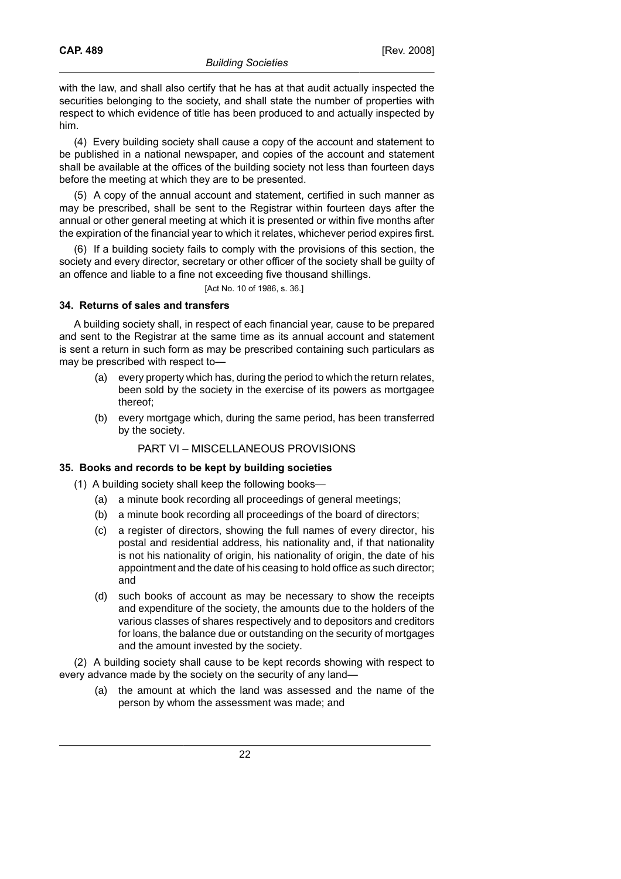with the law, and shall also certify that he has at that audit actually inspected the securities belonging to the society, and shall state the number of properties with respect to which evidence of title has been produced to and actually inspected by him.

(4) Every building society shall cause a copy of the account and statement to be published in a national newspaper, and copies of the account and statement shall be available at the offices of the building society not less than fourteen days before the meeting at which they are to be presented.

(5) A copy of the annual account and statement, certified in such manner as may be prescribed, shall be sent to the Registrar within fourteen days after the annual or other general meeting at which it is presented or within five months after the expiration of the financial year to which it relates, whichever period expires first.

(6) If a building society fails to comply with the provisions of this section, the society and every director, secretary or other officer of the society shall be guilty of an offence and liable to a fine not exceeding five thousand shillings.

[Act No. 10 of 1986, s. 36.]

**34. Returns of sales and transfers**

A building society shall, in respect of each financial year, cause to be prepared and sent to the Registrar at the same time as its annual account and statement is sent a return in such form as may be prescribed containing such particulars as may be prescribed with respect to—

(a) every property which has, during the period to which the return relates, been sold by the society in the exercise of its powers as mortgagee thereof;

(b) every mortgage which, during the same period, has been transferred by the society.

## PART VI – MISCELLANEOUS PROVISIONS

**35. Books and records to be kept by building societies**

(1) A building society shall keep the following books—

(a) a minute book recording all proceedings of general meetings;

(b) a minute book recording all proceedings of the board of directors;

(c) a register of directors, showing the full names of every director, his postal and residential address, his nationality and, if that nationality is not his nationality of origin, his nationality of origin, the date of his appointment and the date of his ceasing to hold office as such director; and

(d) such books of account as may be necessary to show the receipts and expenditure of the society, the amounts due to the holders of the various classes of shares respectively and to depositors and creditors for loans, the balance due or outstanding on the security of mortgages and the amount invested by the society.

(2) A building society shall cause to be kept records showing with respect to every advance made by the society on the security of any land—

(a) the amount at which the land was assessed and the name of the person by whom the assessment was made; and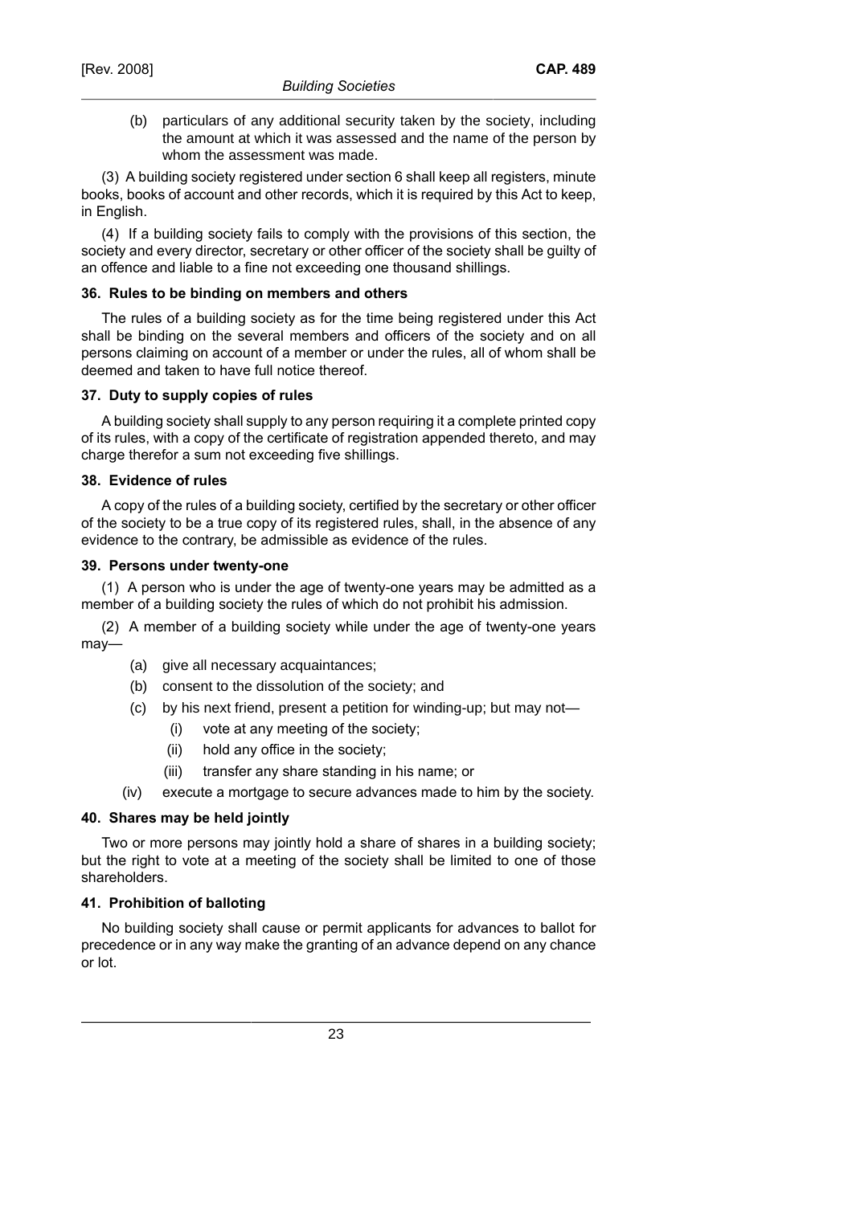(b) particulars of any additional security taken by the society, including the amount at which it was assessed and the name of the person by whom the assessment was made.

(3) A building society registered under section 6 shall keep all registers, minute books, books of account and other records, which it is required by this Act to keep, in English.

(4) If a building society fails to comply with the provisions of this section, the society and every director, secretary or other officer of the society shall be guilty of an offence and liable to a fine not exceeding one thousand shillings.

### 36. Rules to be binding on members and others

The rules of a building society as for the time being registered under this Act shall be binding on the several members and officers of the society and on all persons claiming on account of a member or under the rules, all of whom shall be deemed and taken to have full notice thereof.

### 37. Duty to supply copies of rules

A building society shall supply to any person requiring it a complete printed copy of its rules, with a copy of the certificate of registration appended thereto, and may charge therefor a sum not exceeding five shillings.

### 38. Evidence of rules

A copy of the rules of a building society, certified by the secretary or other officer of the society to be a true copy of its registered rules, shall, in the absence of any evidence to the contrary, be admissible as evidence of the rules.

### 39. Persons under twenty-one

(1) A person who is under the age of twenty-one years may be admitted as a member of a building society the rules of which do not prohibit his admission.

(2) A member of a building society while under the age of twenty-one years may—

- (a) give all necessary acquaintances;
- (b) consent to the dissolution of the society; and
- (c) by his next friend, present a petition for winding-up; but may not—
  - (i) vote at any meeting of the society;
  - (ii) hold any office in the society;
  - (iii) transfer any share standing in his name; or
- (iv) execute a mortgage to secure advances made to him by the society.

### 40. Shares may be held jointly

Two or more persons may jointly hold a share of shares in a building society; but the right to vote at a meeting of the society shall be limited to one of those shareholders.

### 41. Prohibition of balloting

No building society shall cause or permit applicants for advances to ballot for precedence or in any way make the granting of an advance depend on any chance or lot.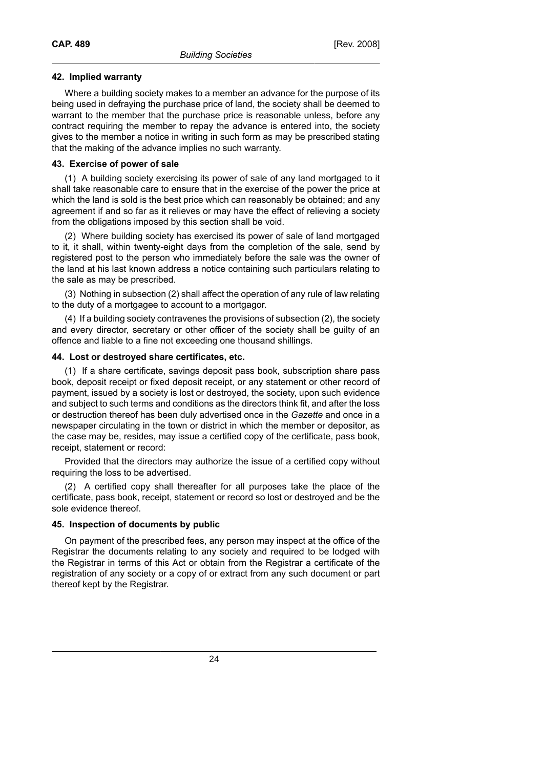### 42. Implied warranty

Where a building society makes to a member an advance for the purpose of its being used in defraying the purchase price of land, the society shall be deemed to warrant to the member that the purchase price is reasonable unless, before any contract requiring the member to repay the advance is entered into, the society gives to the member a notice in writing in such form as may be prescribed stating that the making of the advance implies no such warranty.

### 43. Exercise of power of sale

(1) A building society exercising its power of sale of any land mortgaged to it shall take reasonable care to ensure that in the exercise of the power the price at which the land is sold is the best price which can reasonably be obtained; and any agreement if and so far as it relieves or may have the effect of relieving a society from the obligations imposed by this section shall be void.

(2) Where building society has exercised its power of sale of land mortgaged to it, it shall, within twenty-eight days from the completion of the sale, send by registered post to the person who immediately before the sale was the owner of the land at his last known address a notice containing such particulars relating to the sale as may be prescribed.

(3) Nothing in subsection (2) shall affect the operation of any rule of law relating to the duty of a mortgagee to account to a mortgagor.

(4) If a building society contravenes the provisions of subsection (2), the society and every director, secretary or other officer of the society shall be guilty of an offence and liable to a fine not exceeding one thousand shillings.

### 44. Lost or destroyed share certificates, etc.

(1) If a share certificate, savings deposit pass book, subscription share pass book, deposit receipt or fixed deposit receipt, or any statement or other record of payment, issued by a society is lost or destroyed, the society, upon such evidence and subject to such terms and conditions as the directors think fit, and after the loss or destruction thereof has been duly advertised once in the *Gazette* and once in a newspaper circulating in the town or district in which the member or depositor, as the case may be, resides, may issue a certified copy of the certificate, pass book, receipt, statement or record:

Provided that the directors may authorize the issue of a certified copy without requiring the loss to be advertised.

(2) A certified copy shall thereafter for all purposes take the place of the certificate, pass book, receipt, statement or record so lost or destroyed and be the sole evidence thereof.

### 45. Inspection of documents by public

On payment of the prescribed fees, any person may inspect at the office of the Registrar the documents relating to any society and required to be lodged with the Registrar in terms of this Act or obtain from the Registrar a certificate of the registration of any society or a copy of or extract from any such document or part thereof kept by the Registrar.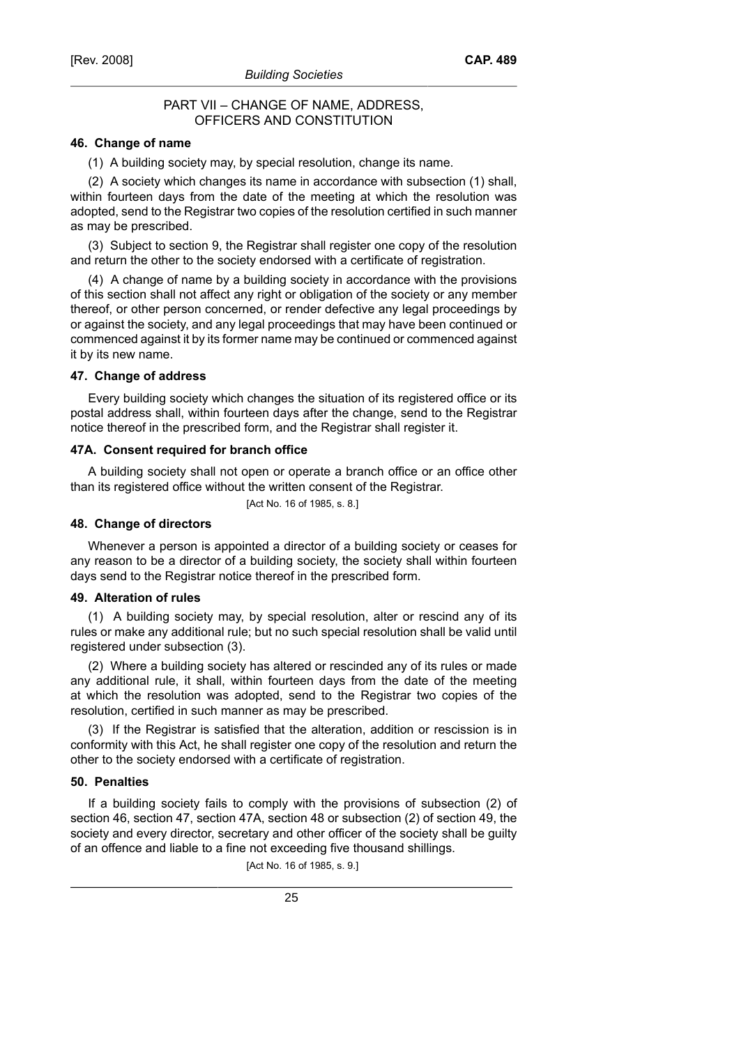## PART VII – CHANGE OF NAME, ADDRESS, OFFICERS AND CONSTITUTION

### 46. Change of name

(1) A building society may, by special resolution, change its name.

(2) A society which changes its name in accordance with subsection (1) shall, within fourteen days from the date of the meeting at which the resolution was adopted, send to the Registrar two copies of the resolution certified in such manner as may be prescribed.

(3) Subject to section 9, the Registrar shall register one copy of the resolution and return the other to the society endorsed with a certificate of registration.

(4) A change of name by a building society in accordance with the provisions of this section shall not affect any right or obligation of the society or any member thereof, or other person concerned, or render defective any legal proceedings by or against the society, and any legal proceedings that may have been continued or commenced against it by its former name may be continued or commenced against it by its new name.

### 47. Change of address

Every building society which changes the situation of its registered office or its postal address shall, within fourteen days after the change, send to the Registrar notice thereof in the prescribed form, and the Registrar shall register it.

### 47A. Consent required for branch office

A building society shall not open or operate a branch office or an office other than its registered office without the written consent of the Registrar.

[Act No. 16 of 1985, s. 8.]

### 48. Change of directors

Whenever a person is appointed a director of a building society or ceases for any reason to be a director of a building society, the society shall within fourteen days send to the Registrar notice thereof in the prescribed form.

### 49. Alteration of rules

(1) A building society may, by special resolution, alter or rescind any of its rules or make any additional rule; but no such special resolution shall be valid until registered under subsection (3).

(2) Where a building society has altered or rescinded any of its rules or made any additional rule, it shall, within fourteen days from the date of the meeting at which the resolution was adopted, send to the Registrar two copies of the resolution, certified in such manner as may be prescribed.

(3) If the Registrar is satisfied that the alteration, addition or rescission is in conformity with this Act, he shall register one copy of the resolution and return the other to the society endorsed with a certificate of registration.

### 50. Penalties

If a building society fails to comply with the provisions of subsection (2) of section 46, section 47, section 47A, section 48 or subsection (2) of section 49, the society and every director, secretary and other officer of the society shall be guilty of an offence and liable to a fine not exceeding five thousand shillings.

[Act No. 16 of 1985, s. 9.]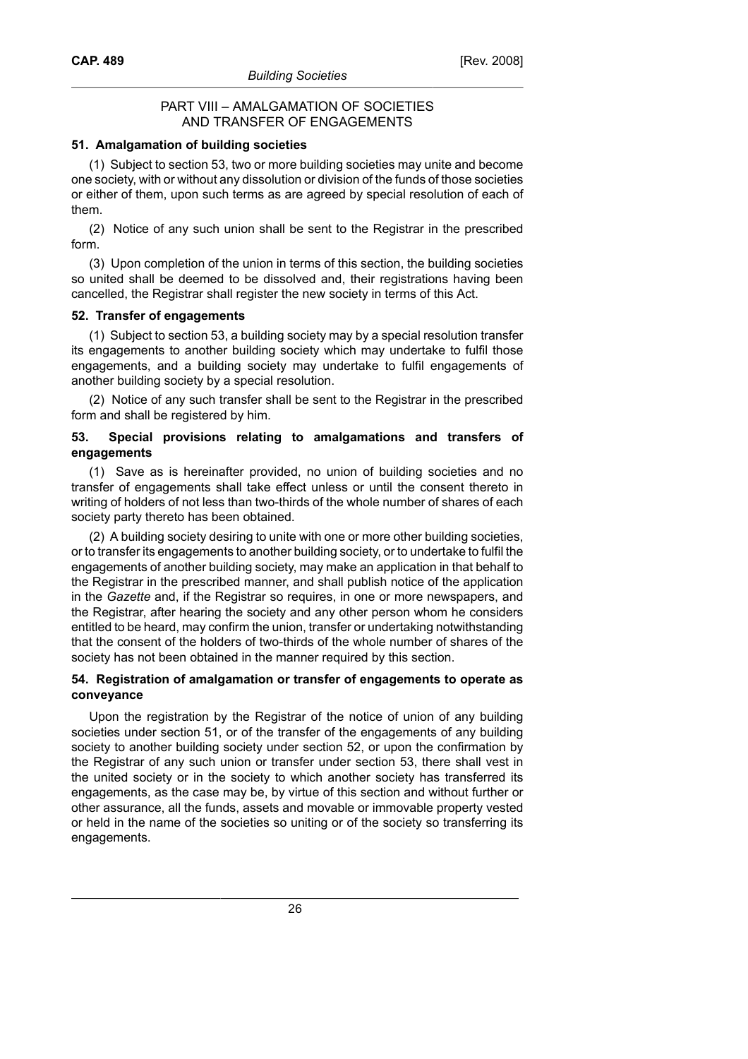## PART VIII – AMALGAMATION OF SOCIETIES AND TRANSFER OF ENGAGEMENTS

### 51. Amalgamation of building societies

(1) Subject to section 53, two or more building societies may unite and become one society, with or without any dissolution or division of the funds of those societies or either of them, upon such terms as are agreed by special resolution of each of them.

(2) Notice of any such union shall be sent to the Registrar in the prescribed form.

(3) Upon completion of the union in terms of this section, the building societies so united shall be deemed to be dissolved and, their registrations having been cancelled, the Registrar shall register the new society in terms of this Act.

### 52. Transfer of engagements

(1) Subject to section 53, a building society may by a special resolution transfer its engagements to another building society which may undertake to fulfil those engagements, and a building society may undertake to fulfil engagements of another building society by a special resolution.

(2) Notice of any such transfer shall be sent to the Registrar in the prescribed form and shall be registered by him.

### 53. Special provisions relating to amalgamations and transfers of engagements

(1) Save as is hereinafter provided, no union of building societies and no transfer of engagements shall take effect unless or until the consent thereto in writing of holders of not less than two-thirds of the whole number of shares of each society party thereto has been obtained.

(2) A building society desiring to unite with one or more other building societies, or to transfer its engagements to another building society, or to undertake to fulfil the engagements of another building society, may make an application in that behalf to the Registrar in the prescribed manner, and shall publish notice of the application in the *Gazette* and, if the Registrar so requires, in one or more newspapers, and the Registrar, after hearing the society and any other person whom he considers entitled to be heard, may confirm the union, transfer or undertaking notwithstanding that the consent of the holders of two-thirds of the whole number of shares of the society has not been obtained in the manner required by this section.

### 54. Registration of amalgamation or transfer of engagements to operate as conveyance

Upon the registration by the Registrar of the notice of union of any building societies under section 51, or of the transfer of the engagements of any building society to another building society under section 52, or upon the confirmation by the Registrar of any such union or transfer under section 53, there shall vest in the united society or in the society to which another society has transferred its engagements, as the case may be, by virtue of this section and without further or other assurance, all the funds, assets and movable or immovable property vested or held in the name of the societies so uniting or of the society so transferring its engagements.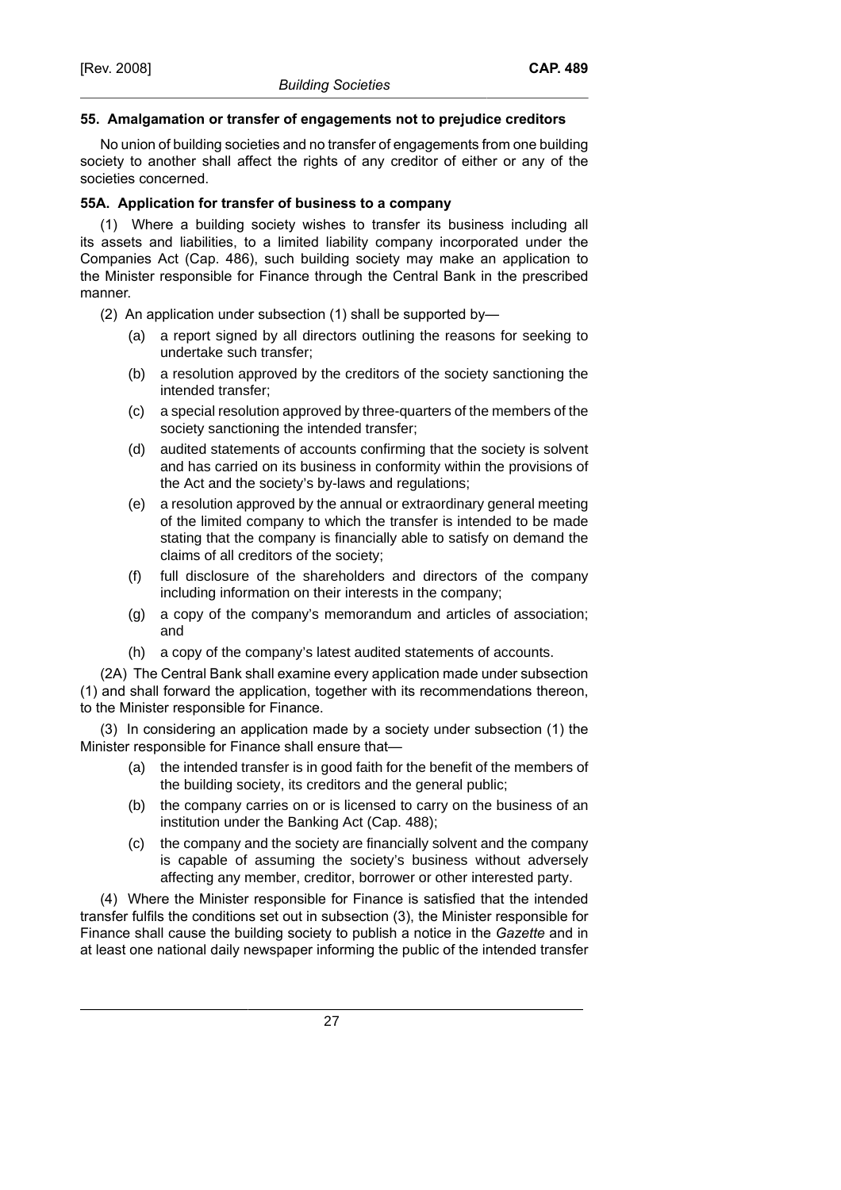### 55. Amalgamation or transfer of engagements not to prejudice creditors

No union of building societies and no transfer of engagements from one building society to another shall affect the rights of any creditor of either or any of the societies concerned.

### 55A. Application for transfer of business to a company

(1) Where a building society wishes to transfer its business including all its assets and liabilities, to a limited liability company incorporated under the Companies Act (Cap. 486), such building society may make an application to the Minister responsible for Finance through the Central Bank in the prescribed manner.

(2) An application under subsection (1) shall be supported by—

- (a) a report signed by all directors outlining the reasons for seeking to undertake such transfer;
- (b) a resolution approved by the creditors of the society sanctioning the intended transfer;
- (c) a special resolution approved by three-quarters of the members of the society sanctioning the intended transfer;
- (d) audited statements of accounts confirming that the society is solvent and has carried on its business in conformity within the provisions of the Act and the society's by-laws and regulations;
- (e) a resolution approved by the annual or extraordinary general meeting of the limited company to which the transfer is intended to be made stating that the company is financially able to satisfy on demand the claims of all creditors of the society;
- (f) full disclosure of the shareholders and directors of the company including information on their interests in the company;
- (g) a copy of the company's memorandum and articles of association; and
- (h) a copy of the company's latest audited statements of accounts.

(2A) The Central Bank shall examine every application made under subsection (1) and shall forward the application, together with its recommendations thereon, to the Minister responsible for Finance.

(3) In considering an application made by a society under subsection (1) the Minister responsible for Finance shall ensure that—

- (a) the intended transfer is in good faith for the benefit of the members of the building society, its creditors and the general public;
- (b) the company carries on or is licensed to carry on the business of an institution under the Banking Act (Cap. 488);
- (c) the company and the society are financially solvent and the company is capable of assuming the society's business without adversely affecting any member, creditor, borrower or other interested party.

(4) Where the Minister responsible for Finance is satisfied that the intended transfer fulfils the conditions set out in subsection (3), the Minister responsible for Finance shall cause the building society to publish a notice in the *Gazette* and in at least one national daily newspaper informing the public of the intended transfer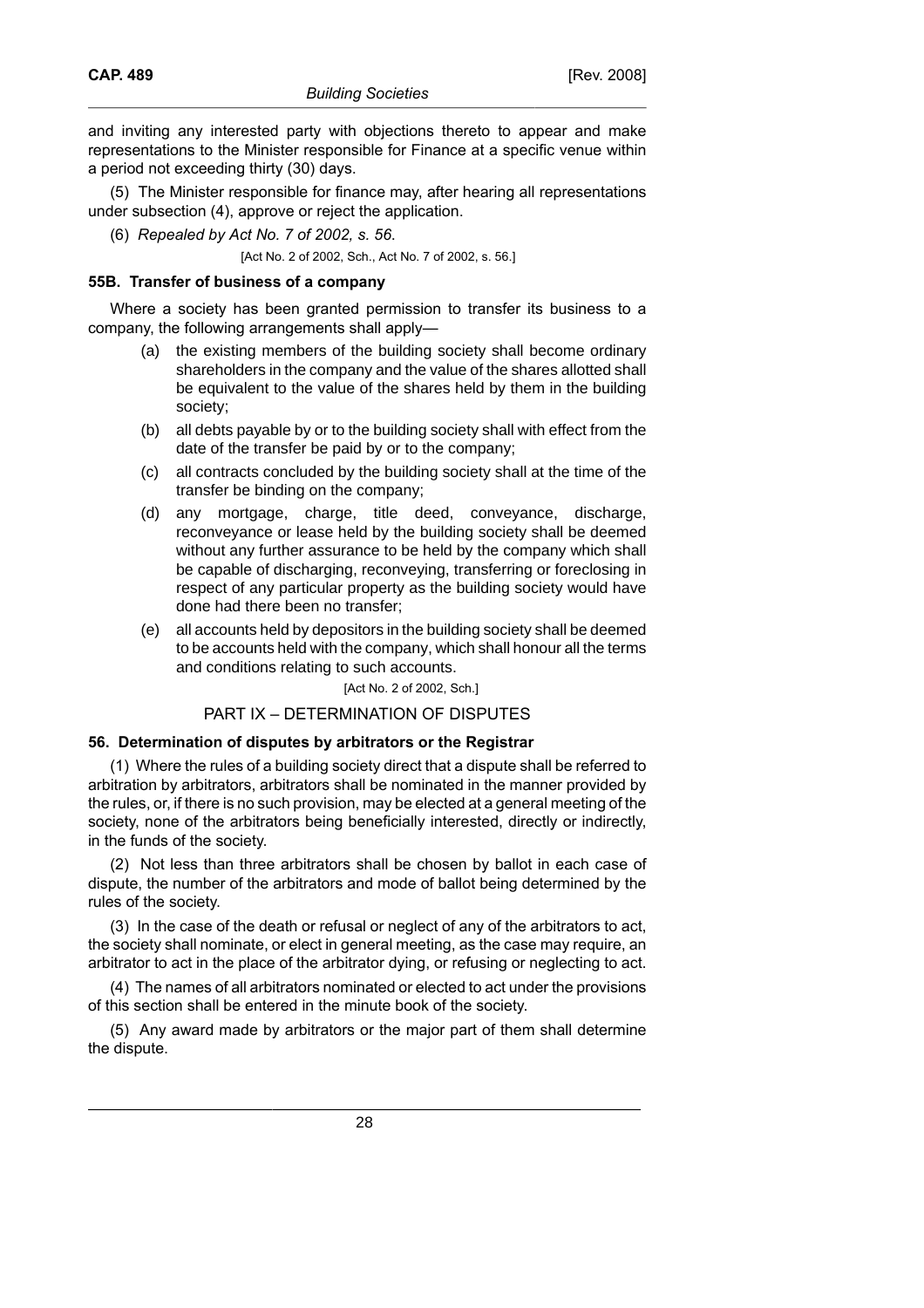and inviting any interested party with objections thereto to appear and make representations to the Minister responsible for Finance at a specific venue within a period not exceeding thirty (30) days.

(5) The Minister responsible for finance may, after hearing all representations under subsection (4), approve or reject the application.

(6) *Repealed by Act No. 7 of 2002, s. 56.*

[Act No. 2 of 2002, Sch., Act No. 7 of 2002, s. 56.]

### 55B. Transfer of business of a company

Where a society has been granted permission to transfer its business to a company, the following arrangements shall apply—

(a) the existing members of the building society shall become ordinary shareholders in the company and the value of the shares allotted shall be equivalent to the value of the shares held by them in the building society;

(b) all debts payable by or to the building society shall with effect from the date of the transfer be paid by or to the company;

(c) all contracts concluded by the building society shall at the time of the transfer be binding on the company;

(d) any mortgage, charge, title deed, conveyance, discharge, reconveyance or lease held by the building society shall be deemed without any further assurance to be held by the company which shall be capable of discharging, reconveying, transferring or foreclosing in respect of any particular property as the building society would have done had there been no transfer;

(e) all accounts held by depositors in the building society shall be deemed to be accounts held with the company, which shall honour all the terms and conditions relating to such accounts.

[Act No. 2 of 2002, Sch.]

## PART IX – DETERMINATION OF DISPUTES

### 56. Determination of disputes by arbitrators or the Registrar

(1) Where the rules of a building society direct that a dispute shall be referred to arbitration by arbitrators, arbitrators shall be nominated in the manner provided by the rules, or, if there is no such provision, may be elected at a general meeting of the society, none of the arbitrators being beneficially interested, directly or indirectly, in the funds of the society.

(2) Not less than three arbitrators shall be chosen by ballot in each case of dispute, the number of the arbitrators and mode of ballot being determined by the rules of the society.

(3) In the case of the death or refusal or neglect of any of the arbitrators to act, the society shall nominate, or elect in general meeting, as the case may require, an arbitrator to act in the place of the arbitrator dying, or refusing or neglecting to act.

(4) The names of all arbitrators nominated or elected to act under the provisions of this section shall be entered in the minute book of the society.

(5) Any award made by arbitrators or the major part of them shall determine the dispute.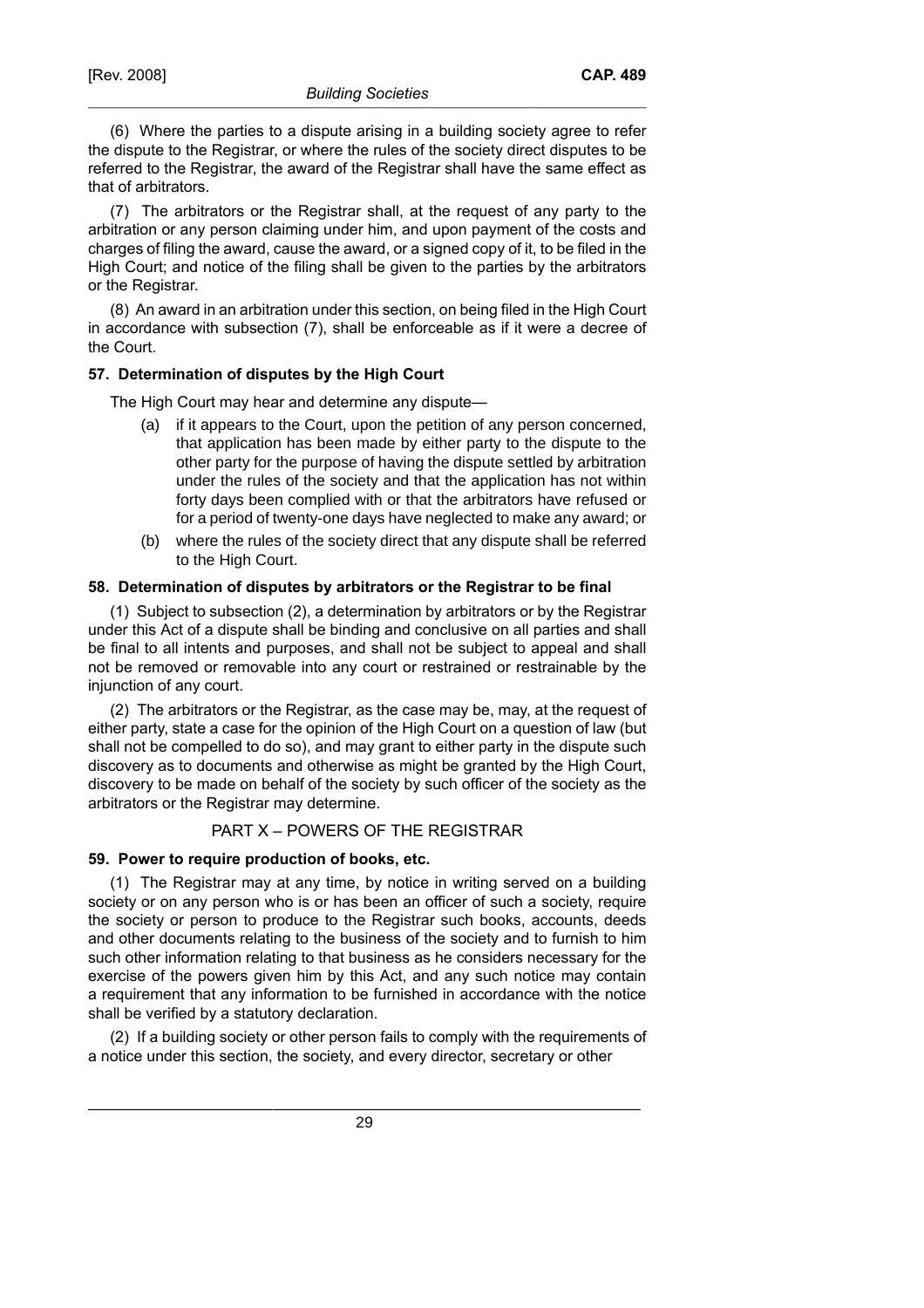(6) Where the parties to a dispute arising in a building society agree to refer the dispute to the Registrar, or where the rules of the society direct disputes to be referred to the Registrar, the award of the Registrar shall have the same effect as that of arbitrators.

(7) The arbitrators or the Registrar shall, at the request of any party to the arbitration or any person claiming under him, and upon payment of the costs and charges of filing the award, cause the award, or a signed copy of it, to be filed in the High Court; and notice of the filing shall be given to the parties by the arbitrators or the Registrar.

(8) An award in an arbitration under this section, on being filed in the High Court in accordance with subsection (7), shall be enforceable as if it were a decree of the Court.

**57. Determination of disputes by the High Court**

The High Court may hear and determine any dispute—

(a) if it appears to the Court, upon the petition of any person concerned, that application has been made by either party to the dispute to the other party for the purpose of having the dispute settled by arbitration under the rules of the society and that the application has not within forty days been complied with or that the arbitrators have refused or for a period of twenty-one days have neglected to make any award; or

(b) where the rules of the society direct that any dispute shall be referred to the High Court.

**58. Determination of disputes by arbitrators or the Registrar to be final**

(1) Subject to subsection (2), a determination by arbitrators or by the Registrar under this Act of a dispute shall be binding and conclusive on all parties and shall be final to all intents and purposes, and shall not be subject to appeal and shall not be removed or removable into any court or restrained or restrainable by the injunction of any court.

(2) The arbitrators or the Registrar, as the case may be, may, at the request of either party, state a case for the opinion of the High Court on a question of law (but shall not be compelled to do so), and may grant to either party in the dispute such discovery as to documents and otherwise as might be granted by the High Court, discovery to be made on behalf of the society by such officer of the society as the arbitrators or the Registrar may determine.

## PART X – POWERS OF THE REGISTRAR

**59. Power to require production of books, etc.**

(1) The Registrar may at any time, by notice in writing served on a building society or on any person who is or has been an officer of such a society, require the society or person to produce to the Registrar such books, accounts, deeds and other documents relating to the business of the society and to furnish to him such other information relating to that business as he considers necessary for the exercise of the powers given him by this Act, and any such notice may contain a requirement that any information to be furnished in accordance with the notice shall be verified by a statutory declaration.

(2) If a building society or other person fails to comply with the requirements of a notice under this section, the society, and every director, secretary or other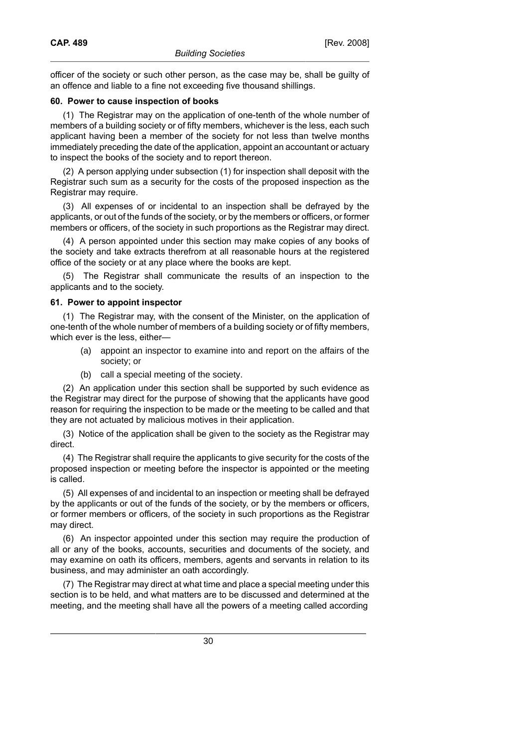officer of the society or such other person, as the case may be, shall be guilty of an offence and liable to a fine not exceeding five thousand shillings.

### 60. Power to cause inspection of books

(1) The Registrar may on the application of one-tenth of the whole number of members of a building society or of fifty members, whichever is the less, each such applicant having been a member of the society for not less than twelve months immediately preceding the date of the application, appoint an accountant or actuary to inspect the books of the society and to report thereon.

(2) A person applying under subsection (1) for inspection shall deposit with the Registrar such sum as a security for the costs of the proposed inspection as the Registrar may require.

(3) All expenses of or incidental to an inspection shall be defrayed by the applicants, or out of the funds of the society, or by the members or officers, or former members or officers, of the society in such proportions as the Registrar may direct.

(4) A person appointed under this section may make copies of any books of the society and take extracts therefrom at all reasonable hours at the registered office of the society or at any place where the books are kept.

(5) The Registrar shall communicate the results of an inspection to the applicants and to the society.

### 61. Power to appoint inspector

(1) The Registrar may, with the consent of the Minister, on the application of one-tenth of the whole number of members of a building society or of fifty members, which ever is the less, either—

(a) appoint an inspector to examine into and report on the affairs of the society; or

(b) call a special meeting of the society.

(2) An application under this section shall be supported by such evidence as the Registrar may direct for the purpose of showing that the applicants have good reason for requiring the inspection to be made or the meeting to be called and that they are not actuated by malicious motives in their application.

(3) Notice of the application shall be given to the society as the Registrar may direct.

(4) The Registrar shall require the applicants to give security for the costs of the proposed inspection or meeting before the inspector is appointed or the meeting is called.

(5) All expenses of and incidental to an inspection or meeting shall be defrayed by the applicants or out of the funds of the society, or by the members or officers, or former members or officers, of the society in such proportions as the Registrar may direct.

(6) An inspector appointed under this section may require the production of all or any of the books, accounts, securities and documents of the society, and may examine on oath its officers, members, agents and servants in relation to its business, and may administer an oath accordingly.

(7) The Registrar may direct at what time and place a special meeting under this section is to be held, and what matters are to be discussed and determined at the meeting, and the meeting shall have all the powers of a meeting called according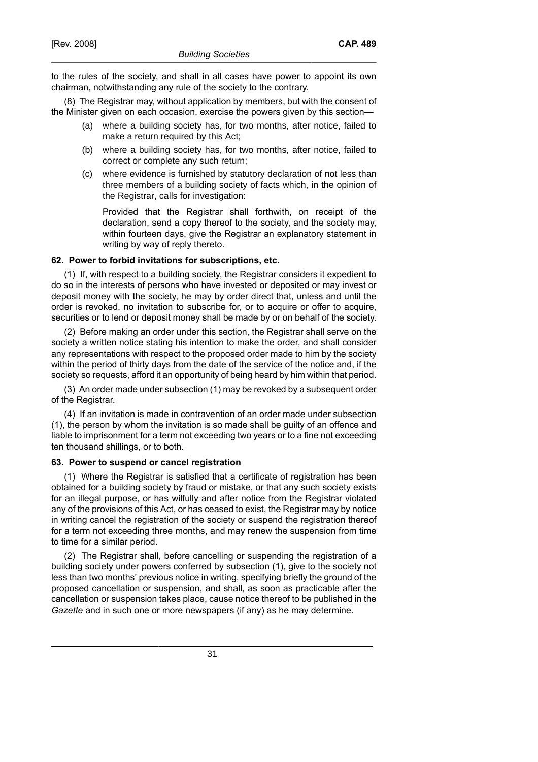to the rules of the society, and shall in all cases have power to appoint its own chairman, notwithstanding any rule of the society to the contrary.

(8) The Registrar may, without application by members, but with the consent of the Minister given on each occasion, exercise the powers given by this section—

(a) where a building society has, for two months, after notice, failed to make a return required by this Act;

(b) where a building society has, for two months, after notice, failed to correct or complete any such return;

(c) where evidence is furnished by statutory declaration of not less than three members of a building society of facts which, in the opinion of the Registrar, calls for investigation:

Provided that the Registrar shall forthwith, on receipt of the declaration, send a copy thereof to the society, and the society may, within fourteen days, give the Registrar an explanatory statement in writing by way of reply thereto.

**62. Power to forbid invitations for subscriptions, etc.**

(1) If, with respect to a building society, the Registrar considers it expedient to do so in the interests of persons who have invested or deposited or may invest or deposit money with the society, he may by order direct that, unless and until the order is revoked, no invitation to subscribe for, or to acquire or offer to acquire, securities or to lend or deposit money shall be made by or on behalf of the society.

(2) Before making an order under this section, the Registrar shall serve on the society a written notice stating his intention to make the order, and shall consider any representations with respect to the proposed order made to him by the society within the period of thirty days from the date of the service of the notice and, if the society so requests, afford it an opportunity of being heard by him within that period.

(3) An order made under subsection (1) may be revoked by a subsequent order of the Registrar.

(4) If an invitation is made in contravention of an order made under subsection (1), the person by whom the invitation is so made shall be guilty of an offence and liable to imprisonment for a term not exceeding two years or to a fine not exceeding ten thousand shillings, or to both.

**63. Power to suspend or cancel registration**

(1) Where the Registrar is satisfied that a certificate of registration has been obtained for a building society by fraud or mistake, or that any such society exists for an illegal purpose, or has wilfully and after notice from the Registrar violated any of the provisions of this Act, or has ceased to exist, the Registrar may by notice in writing cancel the registration of the society or suspend the registration thereof for a term not exceeding three months, and may renew the suspension from time to time for a similar period.

(2) The Registrar shall, before cancelling or suspending the registration of a building society under powers conferred by subsection (1), give to the society not less than two months' previous notice in writing, specifying briefly the ground of the proposed cancellation or suspension, and shall, as soon as practicable after the cancellation or suspension takes place, cause notice thereof to be published in the *Gazette* and in such one or more newspapers (if any) as he may determine.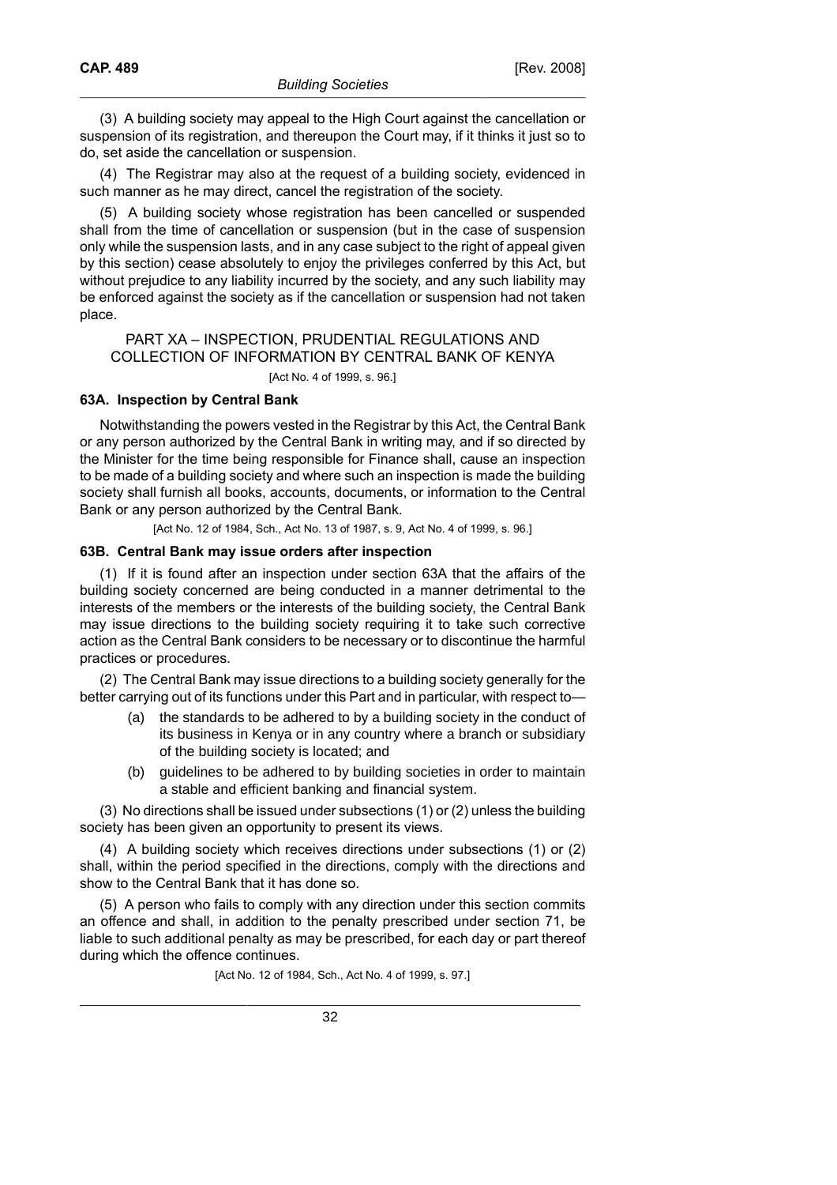(3) A building society may appeal to the High Court against the cancellation or suspension of its registration, and thereupon the Court may, if it thinks it just so to do, set aside the cancellation or suspension.

(4) The Registrar may also at the request of a building society, evidenced in such manner as he may direct, cancel the registration of the society.

(5) A building society whose registration has been cancelled or suspended shall from the time of cancellation or suspension (but in the case of suspension only while the suspension lasts, and in any case subject to the right of appeal given by this section) cease absolutely to enjoy the privileges conferred by this Act, but without prejudice to any liability incurred by the society, and any such liability may be enforced against the society as if the cancellation or suspension had not taken place.

## PART XA – INSPECTION, PRUDENTIAL REGULATIONS AND COLLECTION OF INFORMATION BY CENTRAL BANK OF KENYA

[Act No. 4 of 1999, s. 96.]

### 63A. Inspection by Central Bank

Notwithstanding the powers vested in the Registrar by this Act, the Central Bank or any person authorized by the Central Bank in writing may, and if so directed by the Minister for the time being responsible for Finance shall, cause an inspection to be made of a building society and where such an inspection is made the building society shall furnish all books, accounts, documents, or information to the Central Bank or any person authorized by the Central Bank.

[Act No. 12 of 1984, Sch., Act No. 13 of 1987, s. 9, Act No. 4 of 1999, s. 96.]

### 63B. Central Bank may issue orders after inspection

(1) If it is found after an inspection under section 63A that the affairs of the building society concerned are being conducted in a manner detrimental to the interests of the members or the interests of the building society, the Central Bank may issue directions to the building society requiring it to take such corrective action as the Central Bank considers to be necessary or to discontinue the harmful practices or procedures.

(2) The Central Bank may issue directions to a building society generally for the better carrying out of its functions under this Part and in particular, with respect to—

(a) the standards to be adhered to by a building society in the conduct of its business in Kenya or in any country where a branch or subsidiary of the building society is located; and

(b) guidelines to be adhered to by building societies in order to maintain a stable and efficient banking and financial system.

(3) No directions shall be issued under subsections (1) or (2) unless the building society has been given an opportunity to present its views.

(4) A building society which receives directions under subsections (1) or (2) shall, within the period specified in the directions, comply with the directions and show to the Central Bank that it has done so.

(5) A person who fails to comply with any direction under this section commits an offence and shall, in addition to the penalty prescribed under section 71, be liable to such additional penalty as may be prescribed, for each day or part thereof during which the offence continues.

[Act No. 12 of 1984, Sch., Act No. 4 of 1999, s. 97.]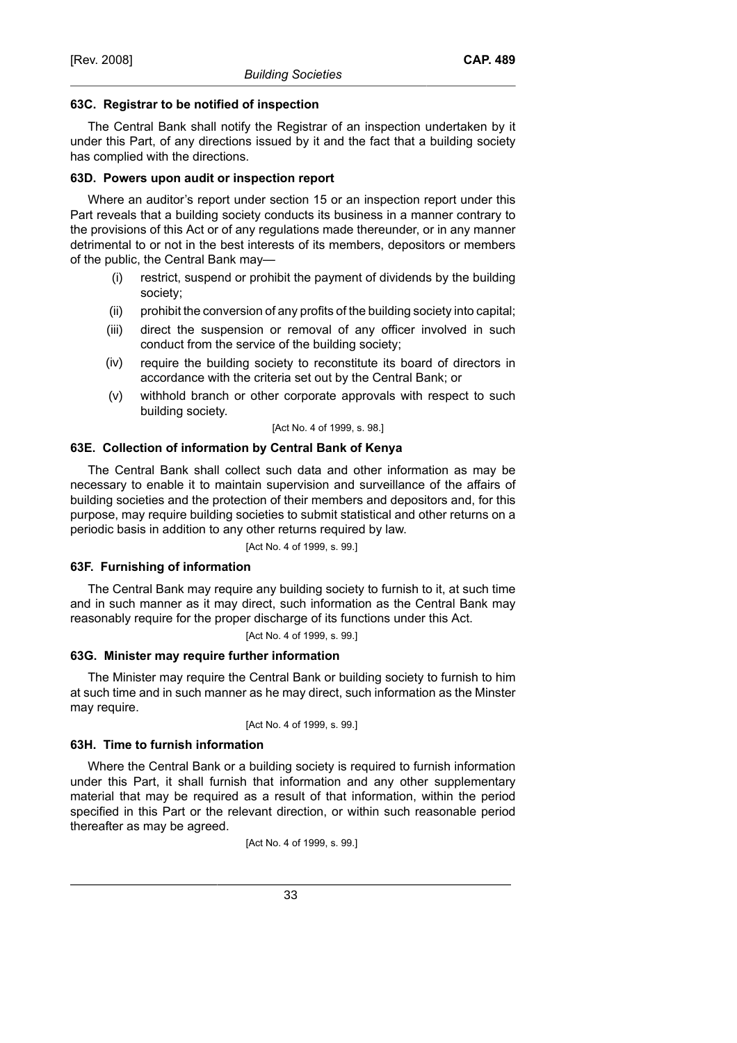### 63C. Registrar to be notified of inspection

The Central Bank shall notify the Registrar of an inspection undertaken by it under this Part, of any directions issued by it and the fact that a building society has complied with the directions.

### 63D. Powers upon audit or inspection report

Where an auditor's report under section 15 or an inspection report under this Part reveals that a building society conducts its business in a manner contrary to the provisions of this Act or of any regulations made thereunder, or in any manner detrimental to or not in the best interests of its members, depositors or members of the public, the Central Bank may—

- (i) restrict, suspend or prohibit the payment of dividends by the building society;
- (ii) prohibit the conversion of any profits of the building society into capital;
- (iii) direct the suspension or removal of any officer involved in such conduct from the service of the building society;
- (iv) require the building society to reconstitute its board of directors in accordance with the criteria set out by the Central Bank; or
- (v) withhold branch or other corporate approvals with respect to such building society.

[Act No. 4 of 1999, s. 98.]

### 63E. Collection of information by Central Bank of Kenya

The Central Bank shall collect such data and other information as may be necessary to enable it to maintain supervision and surveillance of the affairs of building societies and the protection of their members and depositors and, for this purpose, may require building societies to submit statistical and other returns on a periodic basis in addition to any other returns required by law.

[Act No. 4 of 1999, s. 99.]

### 63F. Furnishing of information

The Central Bank may require any building society to furnish to it, at such time and in such manner as it may direct, such information as the Central Bank may reasonably require for the proper discharge of its functions under this Act.

[Act No. 4 of 1999, s. 99.]

### 63G. Minister may require further information

The Minister may require the Central Bank or building society to furnish to him at such time and in such manner as he may direct, such information as the Minster may require.

[Act No. 4 of 1999, s. 99.]

### 63H. Time to furnish information

Where the Central Bank or a building society is required to furnish information under this Part, it shall furnish that information and any other supplementary material that may be required as a result of that information, within the period specified in this Part or the relevant direction, or within such reasonable period thereafter as may be agreed.

[Act No. 4 of 1999, s. 99.]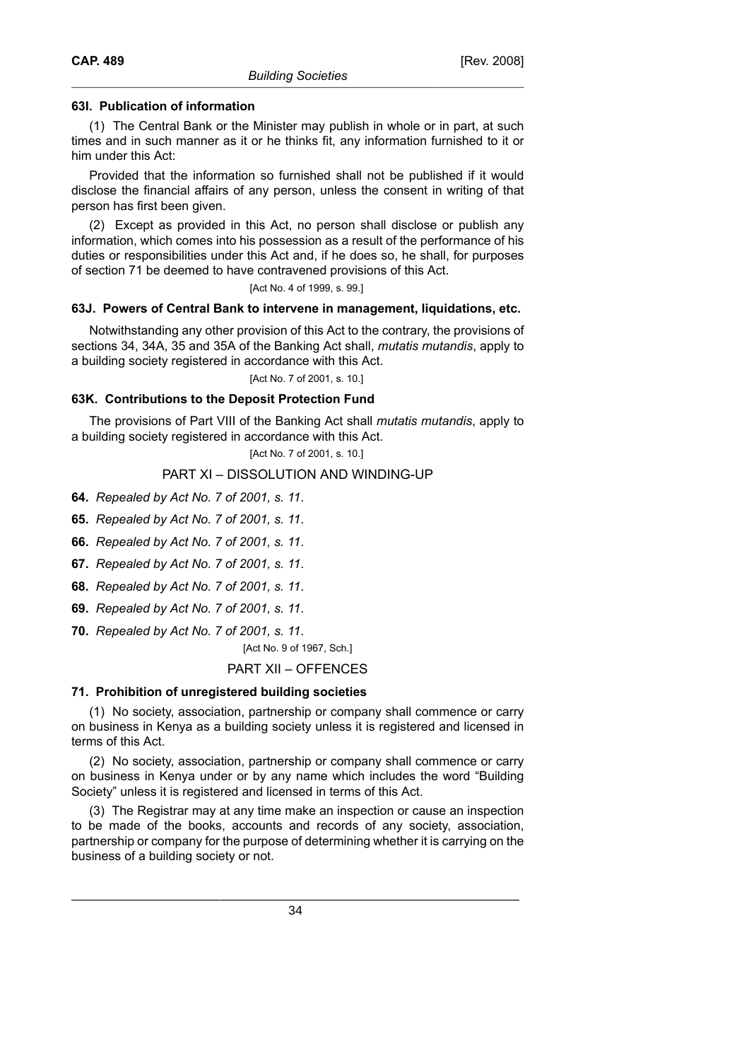### 63I. Publication of information

(1) The Central Bank or the Minister may publish in whole or in part, at such times and in such manner as it or he thinks fit, any information furnished to it or him under this Act:

Provided that the information so furnished shall not be published if it would disclose the financial affairs of any person, unless the consent in writing of that person has first been given.

(2) Except as provided in this Act, no person shall disclose or publish any information, which comes into his possession as a result of the performance of his duties or responsibilities under this Act and, if he does so, he shall, for purposes of section 71 be deemed to have contravened provisions of this Act.

[Act No. 4 of 1999, s. 99.]

### 63J. Powers of Central Bank to intervene in management, liquidations, etc.

Notwithstanding any other provision of this Act to the contrary, the provisions of sections 34, 34A, 35 and 35A of the Banking Act shall, *mutatis mutandis*, apply to a building society registered in accordance with this Act.

[Act No. 7 of 2001, s. 10.]

### 63K. Contributions to the Deposit Protection Fund

The provisions of Part VIII of the Banking Act shall *mutatis mutandis*, apply to a building society registered in accordance with this Act.

[Act No. 7 of 2001, s. 10.]

## PART XI – DISSOLUTION AND WINDING-UP

**64.** *Repealed by Act No. 7 of 2001, s. 11.*

**65.** *Repealed by Act No. 7 of 2001, s. 11.*

**66.** *Repealed by Act No. 7 of 2001, s. 11.*

**67.** *Repealed by Act No. 7 of 2001, s. 11.*

**68.** *Repealed by Act No. 7 of 2001, s. 11.*

**69.** *Repealed by Act No. 7 of 2001, s. 11.*

**70.** *Repealed by Act No. 7 of 2001, s. 11.*

[Act No. 9 of 1967, Sch.]

## PART XII – OFFENCES

### 71. Prohibition of unregistered building societies

(1) No society, association, partnership or company shall commence or carry on business in Kenya as a building society unless it is registered and licensed in terms of this Act.

(2) No society, association, partnership or company shall commence or carry on business in Kenya under or by any name which includes the word "Building Society" unless it is registered and licensed in terms of this Act.

(3) The Registrar may at any time make an inspection or cause an inspection to be made of the books, accounts and records of any society, association, partnership or company for the purpose of determining whether it is carrying on the business of a building society or not.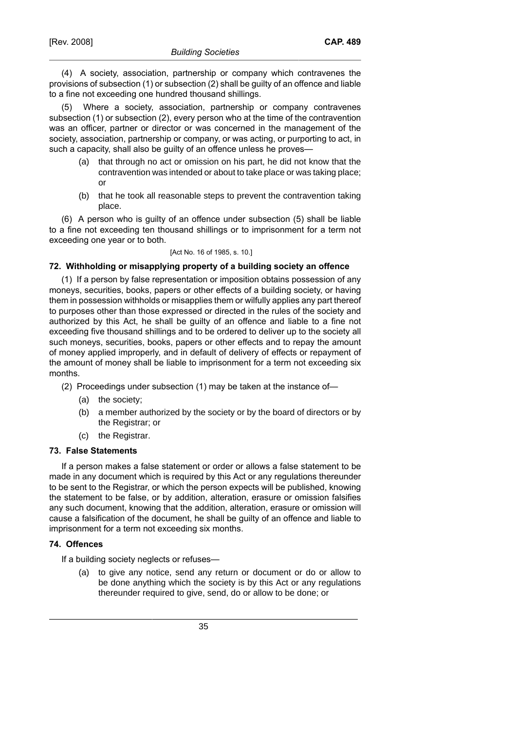(4) A society, association, partnership or company which contravenes the provisions of subsection (1) or subsection (2) shall be guilty of an offence and liable to a fine not exceeding one hundred thousand shillings.

(5) Where a society, association, partnership or company contravenes subsection (1) or subsection (2), every person who at the time of the contravention was an officer, partner or director or was concerned in the management of the society, association, partnership or company, or was acting, or purporting to act, in such a capacity, shall also be guilty of an offence unless he proves—

- (a) that through no act or omission on his part, he did not know that the contravention was intended or about to take place or was taking place; or
- (b) that he took all reasonable steps to prevent the contravention taking place.

(6) A person who is guilty of an offence under subsection (5) shall be liable to a fine not exceeding ten thousand shillings or to imprisonment for a term not exceeding one year or to both.

[Act No. 16 of 1985, s. 10.]

### 72. Withholding or misapplying property of a building society an offence

(1) If a person by false representation or imposition obtains possession of any moneys, securities, books, papers or other effects of a building society, or having them in possession withholds or misapplies them or wilfully applies any part thereof to purposes other than those expressed or directed in the rules of the society and authorized by this Act, he shall be guilty of an offence and liable to a fine not exceeding five thousand shillings and to be ordered to deliver up to the society all such moneys, securities, books, papers or other effects and to repay the amount of money applied improperly, and in default of delivery of effects or repayment of the amount of money shall be liable to imprisonment for a term not exceeding six months.

(2) Proceedings under subsection (1) may be taken at the instance of—

- (a) the society;
- (b) a member authorized by the society or by the board of directors or by the Registrar; or
- (c) the Registrar.

### 73. False Statements

If a person makes a false statement or order or allows a false statement to be made in any document which is required by this Act or any regulations thereunder to be sent to the Registrar, or which the person expects will be published, knowing the statement to be false, or by addition, alteration, erasure or omission falsifies any such document, knowing that the addition, alteration, erasure or omission will cause a falsification of the document, he shall be guilty of an offence and liable to imprisonment for a term not exceeding six months.

### 74. Offences

If a building society neglects or refuses—

- (a) to give any notice, send any return or document or do or allow to be done anything which the society is by this Act or any regulations thereunder required to give, send, do or allow to be done; or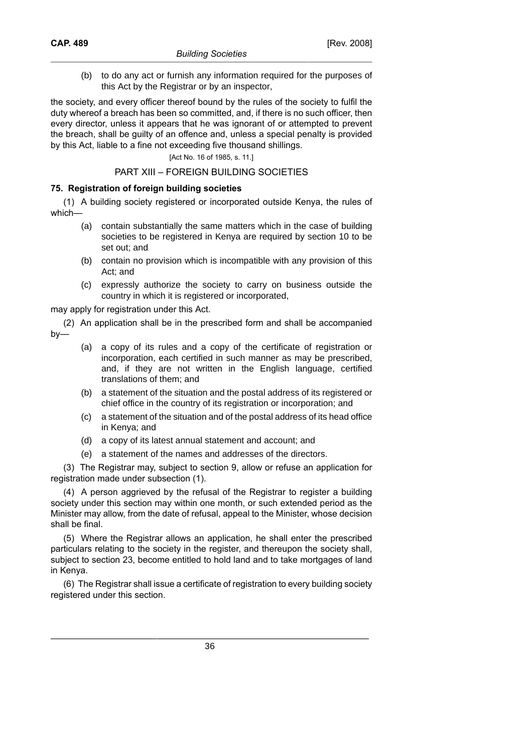(b) to do any act or furnish any information required for the purposes of this Act by the Registrar or by an inspector,

the society, and every officer thereof bound by the rules of the society to fulfil the duty whereof a breach has been so committed, and, if there is no such officer, then every director, unless it appears that he was ignorant of or attempted to prevent the breach, shall be guilty of an offence and, unless a special penalty is provided by this Act, liable to a fine not exceeding five thousand shillings.

[Act No. 16 of 1985, s. 11.]

## PART XIII – FOREIGN BUILDING SOCIETIES

### 75. Registration of foreign building societies

(1) A building society registered or incorporated outside Kenya, the rules of which—

- (a) contain substantially the same matters which in the case of building societies to be registered in Kenya are required by section 10 to be set out; and
- (b) contain no provision which is incompatible with any provision of this Act; and
- (c) expressly authorize the society to carry on business outside the country in which it is registered or incorporated,

may apply for registration under this Act.

(2) An application shall be in the prescribed form and shall be accompanied by—

- (a) a copy of its rules and a copy of the certificate of registration or incorporation, each certified in such manner as may be prescribed, and, if they are not written in the English language, certified translations of them; and
- (b) a statement of the situation and the postal address of its registered or chief office in the country of its registration or incorporation; and
- (c) a statement of the situation and of the postal address of its head office in Kenya; and
- (d) a copy of its latest annual statement and account; and
- (e) a statement of the names and addresses of the directors.

(3) The Registrar may, subject to section 9, allow or refuse an application for registration made under subsection (1).

(4) A person aggrieved by the refusal of the Registrar to register a building society under this section may within one month, or such extended period as the Minister may allow, from the date of refusal, appeal to the Minister, whose decision shall be final.

(5) Where the Registrar allows an application, he shall enter the prescribed particulars relating to the society in the register, and thereupon the society shall, subject to section 23, become entitled to hold land and to take mortgages of land in Kenya.

(6) The Registrar shall issue a certificate of registration to every building society registered under this section.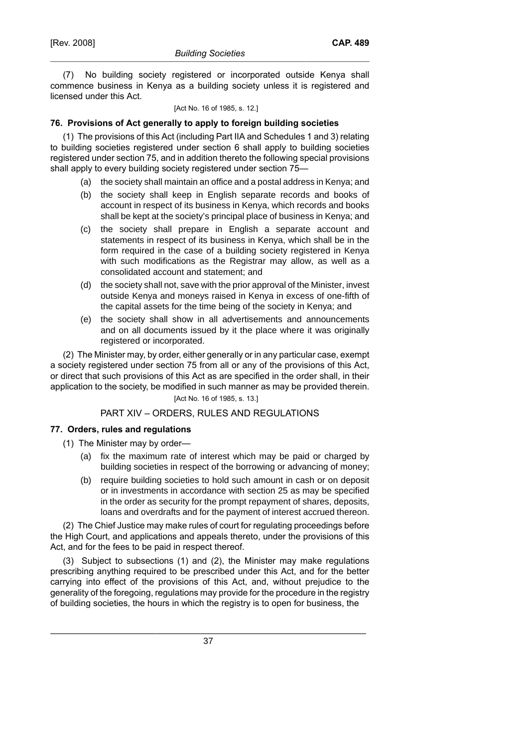(7) No building society registered or incorporated outside Kenya shall commence business in Kenya as a building society unless it is registered and licensed under this Act.

[Act No. 16 of 1985, s. 12.]

**76. Provisions of Act generally to apply to foreign building societies**

(1) The provisions of this Act (including Part IIA and Schedules 1 and 3) relating to building societies registered under section 6 shall apply to building societies registered under section 75, and in addition thereto the following special provisions shall apply to every building society registered under section 75—

(a) the society shall maintain an office and a postal address in Kenya; and

(b) the society shall keep in English separate records and books of account in respect of its business in Kenya, which records and books shall be kept at the society's principal place of business in Kenya; and

(c) the society shall prepare in English a separate account and statements in respect of its business in Kenya, which shall be in the form required in the case of a building society registered in Kenya with such modifications as the Registrar may allow, as well as a consolidated account and statement; and

(d) the society shall not, save with the prior approval of the Minister, invest outside Kenya and moneys raised in Kenya in excess of one-fifth of the capital assets for the time being of the society in Kenya; and

(e) the society shall show in all advertisements and announcements and on all documents issued by it the place where it was originally registered or incorporated.

(2) The Minister may, by order, either generally or in any particular case, exempt a society registered under section 75 from all or any of the provisions of this Act, or direct that such provisions of this Act as are specified in the order shall, in their application to the society, be modified in such manner as may be provided therein.

[Act No. 16 of 1985, s. 13.]

## PART XIV – ORDERS, RULES AND REGULATIONS

**77. Orders, rules and regulations**

(1) The Minister may by order—

(a) fix the maximum rate of interest which may be paid or charged by building societies in respect of the borrowing or advancing of money;

(b) require building societies to hold such amount in cash or on deposit or in investments in accordance with section 25 as may be specified in the order as security for the prompt repayment of shares, deposits, loans and overdrafts and for the payment of interest accrued thereon.

(2) The Chief Justice may make rules of court for regulating proceedings before the High Court, and applications and appeals thereto, under the provisions of this Act, and for the fees to be paid in respect thereof.

(3) Subject to subsections (1) and (2), the Minister may make regulations prescribing anything required to be prescribed under this Act, and for the better carrying into effect of the provisions of this Act, and, without prejudice to the generality of the foregoing, regulations may provide for the procedure in the registry of building societies, the hours in which the registry is to open for business, the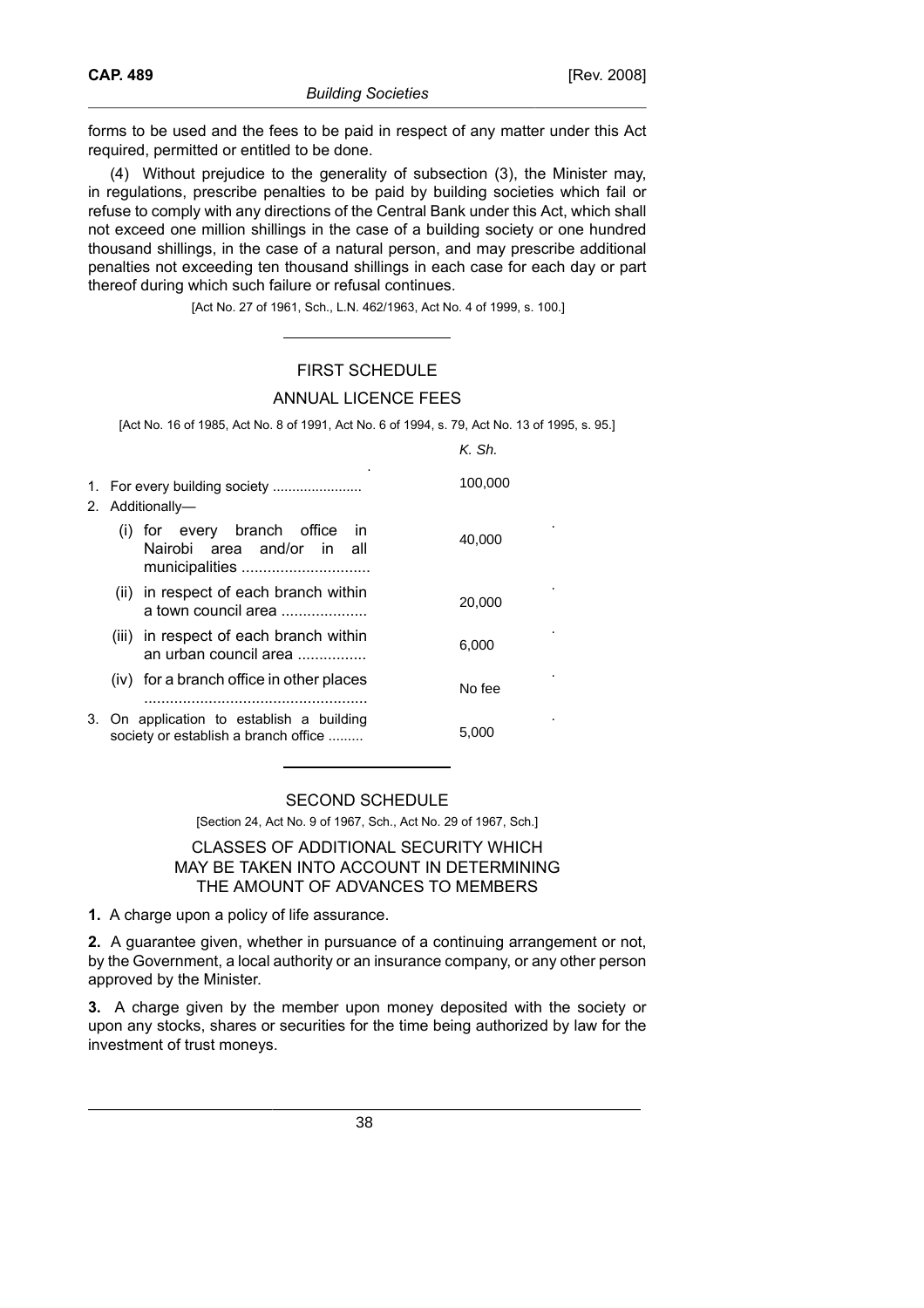forms to be used and the fees to be paid in respect of any matter under this Act required, permitted or entitled to be done.

(4) Without prejudice to the generality of subsection (3), the Minister may, in regulations, prescribe penalties to be paid by building societies which fail or refuse to comply with any directions of the Central Bank under this Act, which shall not exceed one million shillings in the case of a building society or one hundred thousand shillings, in the case of a natural person, and may prescribe additional penalties not exceeding ten thousand shillings in each case for each day or part thereof during which such failure or refusal continues.

[Act No. 27 of 1961, Sch., L.N. 462/1963, Act No. 4 of 1999, s. 100.]

## FIRST SCHEDULE

### ANNUAL LICENCE FEES

[Act No. 16 of 1985, Act No. 8 of 1991, Act No. 6 of 1994, s. 79, Act No. 13 of 1995, s. 95.]

| | K. Sh. |
|---|---|
| 1. For every building society ....................... | 100,000 |
| 2. Additionally— | |
| (i) for every branch office in Nairobi area and/or in all municipalities .............................. | 40,000 |
| (ii) in respect of each branch within a town council area .................... | 20,000 |
| (iii) in respect of each branch within an urban council area ................ | 6,000 |
| (iv) for a branch office in other places .................................................... | No fee |
| 3. On application to establish a building society or establish a branch office ......... | 5,000 |

## SECOND SCHEDULE

[Section 24, Act No. 9 of 1967, Sch., Act No. 29 of 1967, Sch.]

### CLASSES OF ADDITIONAL SECURITY WHICH MAY BE TAKEN INTO ACCOUNT IN DETERMINING THE AMOUNT OF ADVANCES TO MEMBERS

**1.** A charge upon a policy of life assurance.

**2.** A guarantee given, whether in pursuance of a continuing arrangement or not, by the Government, a local authority or an insurance company, or any other person approved by the Minister.

**3.** A charge given by the member upon money deposited with the society or upon any stocks, shares or securities for the time being authorized by law for the investment of trust moneys.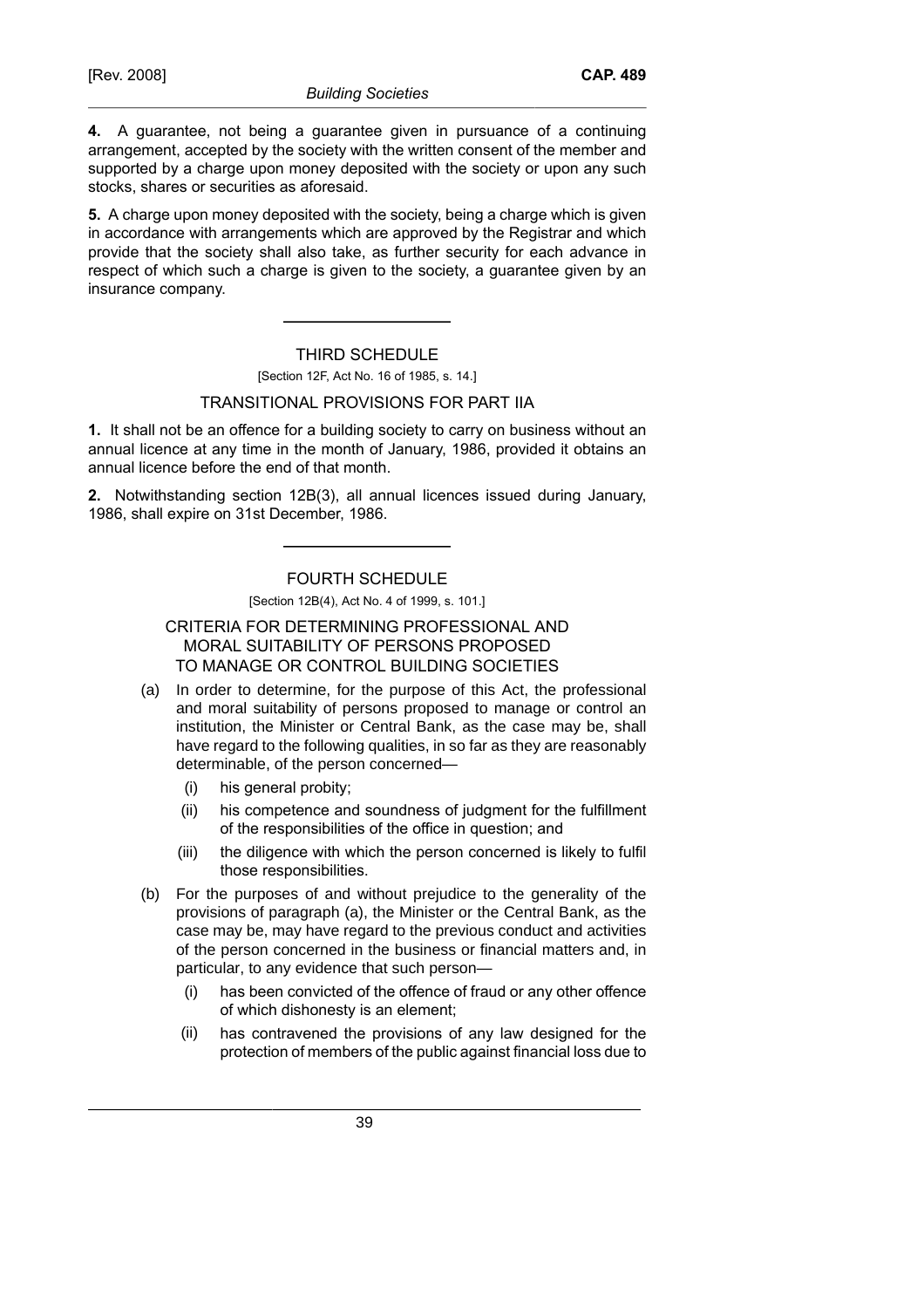**4.** A guarantee, not being a guarantee given in pursuance of a continuing arrangement, accepted by the society with the written consent of the member and supported by a charge upon money deposited with the society or upon any such stocks, shares or securities as aforesaid.

**5.** A charge upon money deposited with the society, being a charge which is given in accordance with arrangements which are approved by the Registrar and which provide that the society shall also take, as further security for each advance in respect of which such a charge is given to the society, a guarantee given by an insurance company.

---

## THIRD SCHEDULE

[Section 12F, Act No. 16 of 1985, s. 14.]

### TRANSITIONAL PROVISIONS FOR PART IIA

**1.** It shall not be an offence for a building society to carry on business without an annual licence at any time in the month of January, 1986, provided it obtains an annual licence before the end of that month.

**2.** Notwithstanding section 12B(3), all annual licences issued during January, 1986, shall expire on 31st December, 1986.

---

## FOURTH SCHEDULE

[Section 12B(4), Act No. 4 of 1999, s. 101.]

### CRITERIA FOR DETERMINING PROFESSIONAL AND MORAL SUITABILITY OF PERSONS PROPOSED TO MANAGE OR CONTROL BUILDING SOCIETIES

(a) In order to determine, for the purpose of this Act, the professional and moral suitability of persons proposed to manage or control an institution, the Minister or Central Bank, as the case may be, shall have regard to the following qualities, in so far as they are reasonably determinable, of the person concerned—

   (i) his general probity;

   (ii) his competence and soundness of judgment for the fulfillment of the responsibilities of the office in question; and

   (iii) the diligence with which the person concerned is likely to fulfil those responsibilities.

(b) For the purposes of and without prejudice to the generality of the provisions of paragraph (a), the Minister or the Central Bank, as the case may be, may have regard to the previous conduct and activities of the person concerned in the business or financial matters and, in particular, to any evidence that such person—

   (i) has been convicted of the offence of fraud or any other offence of which dishonesty is an element;

   (ii) has contravened the provisions of any law designed for the protection of members of the public against financial loss due to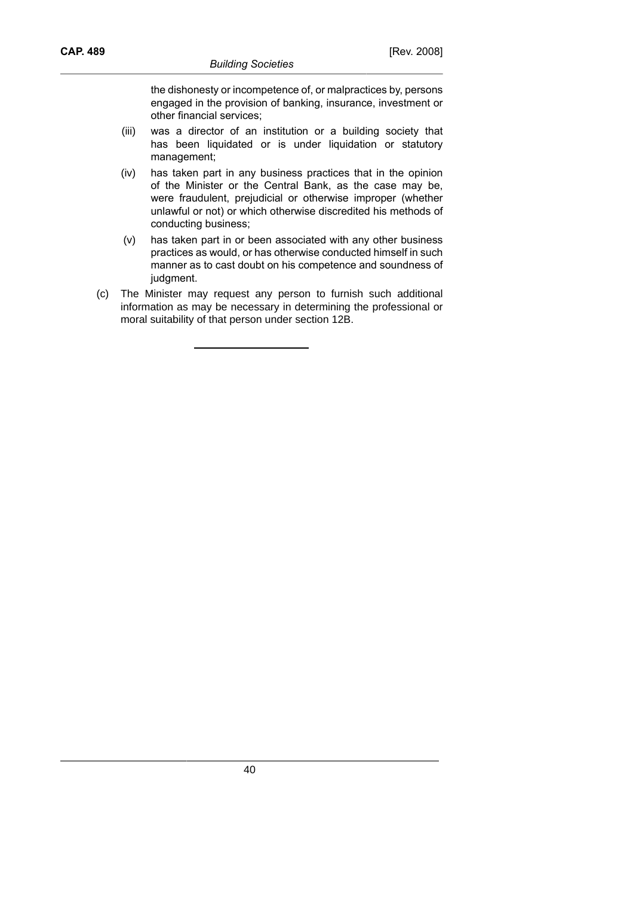the dishonesty or incompetence of, or malpractices by, persons engaged in the provision of banking, insurance, investment or other financial services;

(iii) was a director of an institution or a building society that has been liquidated or is under liquidation or statutory management;

(iv) has taken part in any business practices that in the opinion of the Minister or the Central Bank, as the case may be, were fraudulent, prejudicial or otherwise improper (whether unlawful or not) or which otherwise discredited his methods of conducting business;

(v) has taken part in or been associated with any other business practices as would, or has otherwise conducted himself in such manner as to cast doubt on his competence and soundness of judgment.

(c) The Minister may request any person to furnish such additional information as may be necessary in determining the professional or moral suitability of that person under section 12B.